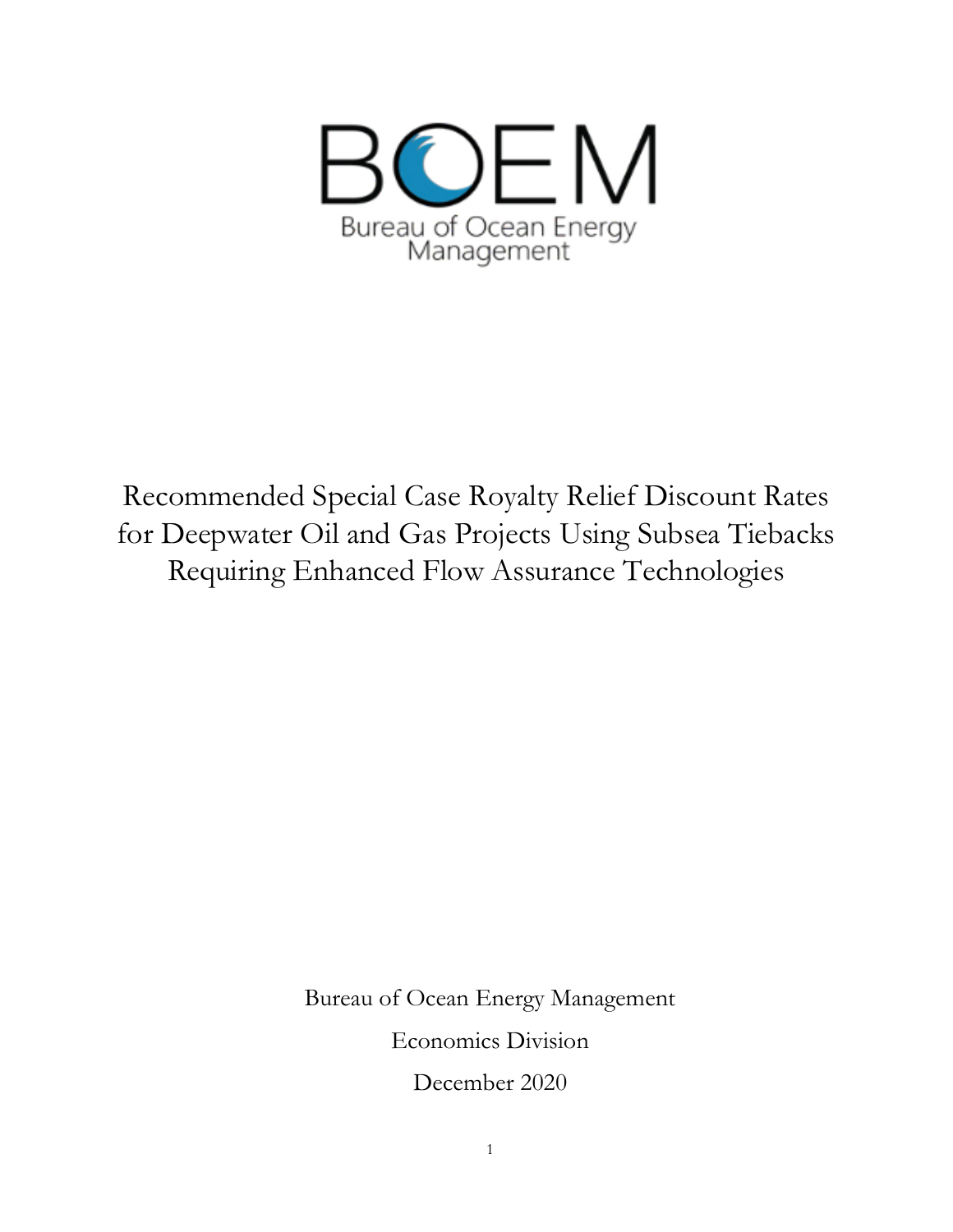BOEM

Bureau of Ocean Energy Management

# Recommended Special Case Royalty Relief Discount Rates for Deepwater Oil and Gas Projects Using Subsea Tiebacks Requiring Enhanced Flow Assurance Technologies

Bureau of Ocean Energy Management

Economics Division

December 2020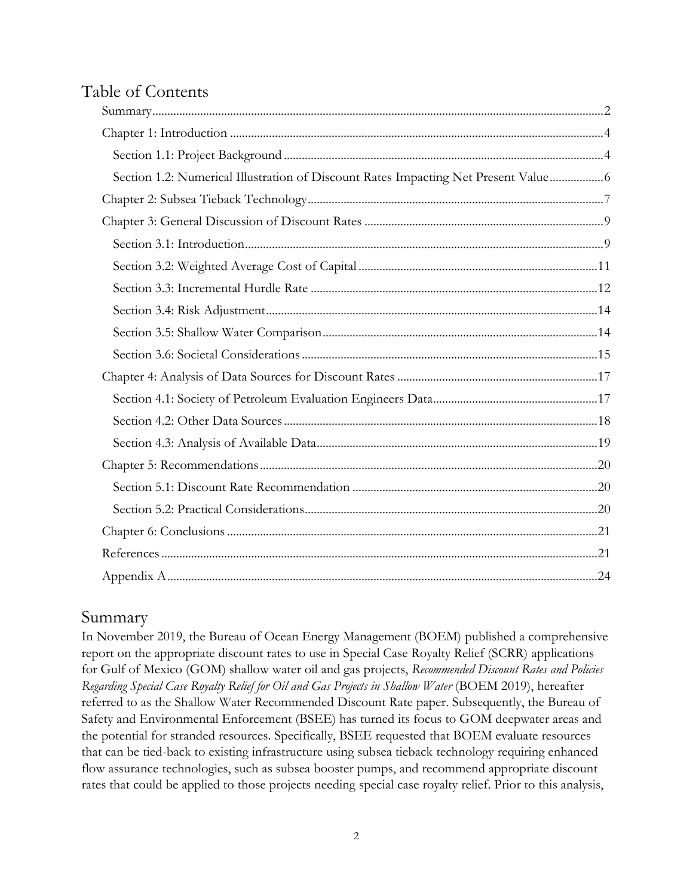# Table of Contents

- Summary ..... 2
- Chapter 1: Introduction ..... 4
  - Section 1.1: Project Background ..... 4
  - Section 1.2: Numerical Illustration of Discount Rates Impacting Net Present Value ..... 6
- Chapter 2: Subsea Tieback Technology ..... 7
- Chapter 3: General Discussion of Discount Rates ..... 9
  - Section 3.1: Introduction ..... 9
  - Section 3.2: Weighted Average Cost of Capital ..... 11
  - Section 3.3: Incremental Hurdle Rate ..... 12
  - Section 3.4: Risk Adjustment ..... 14
  - Section 3.5: Shallow Water Comparison ..... 14
  - Section 3.6: Societal Considerations ..... 15
- Chapter 4: Analysis of Data Sources for Discount Rates ..... 17
  - Section 4.1: Society of Petroleum Evaluation Engineers Data ..... 17
  - Section 4.2: Other Data Sources ..... 18
  - Section 4.3: Analysis of Available Data ..... 19
- Chapter 5: Recommendations ..... 20
  - Section 5.1: Discount Rate Recommendation ..... 20
  - Section 5.2: Practical Considerations ..... 20
- Chapter 6: Conclusions ..... 21
- References ..... 21
- Appendix A ..... 24

# Summary

In November 2019, the Bureau of Ocean Energy Management (BOEM) published a comprehensive report on the appropriate discount rates to use in Special Case Royalty Relief (SCRR) applications for Gulf of Mexico (GOM) shallow water oil and gas projects, *Recommended Discount Rates and Policies Regarding Special Case Royalty Relief for Oil and Gas Projects in Shallow Water* (BOEM 2019), hereafter referred to as the Shallow Water Recommended Discount Rate paper. Subsequently, the Bureau of Safety and Environmental Enforcement (BSEE) has turned its focus to GOM deepwater areas and the potential for stranded resources. Specifically, BSEE requested that BOEM evaluate resources that can be tied-back to existing infrastructure using subsea tieback technology requiring enhanced flow assurance technologies, such as subsea booster pumps, and recommend appropriate discount rates that could be applied to those projects needing special case royalty relief. Prior to this analysis,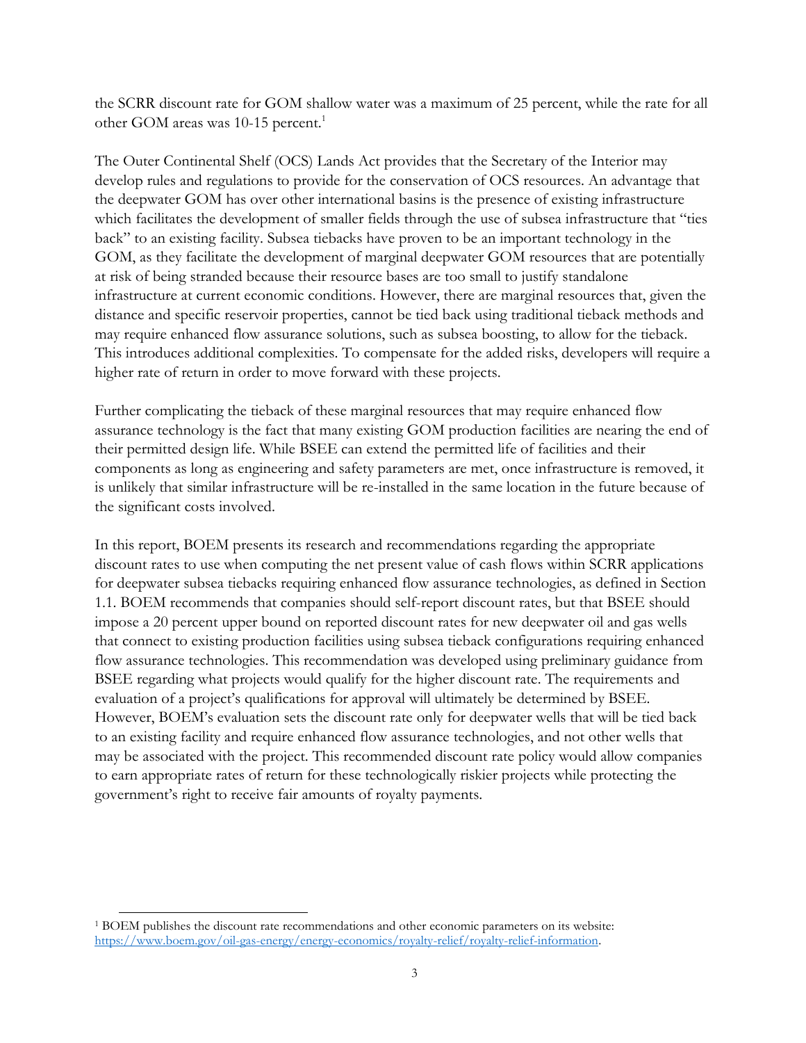the SCRR discount rate for GOM shallow water was a maximum of 25 percent, while the rate for all other GOM areas was 10-15 percent.[1]

The Outer Continental Shelf (OCS) Lands Act provides that the Secretary of the Interior may develop rules and regulations to provide for the conservation of OCS resources. An advantage that the deepwater GOM has over other international basins is the presence of existing infrastructure which facilitates the development of smaller fields through the use of subsea infrastructure that "ties back" to an existing facility. Subsea tiebacks have proven to be an important technology in the GOM, as they facilitate the development of marginal deepwater GOM resources that are potentially at risk of being stranded because their resource bases are too small to justify standalone infrastructure at current economic conditions. However, there are marginal resources that, given the distance and specific reservoir properties, cannot be tied back using traditional tieback methods and may require enhanced flow assurance solutions, such as subsea boosting, to allow for the tieback. This introduces additional complexities. To compensate for the added risks, developers will require a higher rate of return in order to move forward with these projects.

Further complicating the tieback of these marginal resources that may require enhanced flow assurance technology is the fact that many existing GOM production facilities are nearing the end of their permitted design life. While BSEE can extend the permitted life of facilities and their components as long as engineering and safety parameters are met, once infrastructure is removed, it is unlikely that similar infrastructure will be re-installed in the same location in the future because of the significant costs involved.

In this report, BOEM presents its research and recommendations regarding the appropriate discount rates to use when computing the net present value of cash flows within SCRR applications for deepwater subsea tiebacks requiring enhanced flow assurance technologies, as defined in Section 1.1. BOEM recommends that companies should self-report discount rates, but that BSEE should impose a 20 percent upper bound on reported discount rates for new deepwater oil and gas wells that connect to existing production facilities using subsea tieback configurations requiring enhanced flow assurance technologies. This recommendation was developed using preliminary guidance from BSEE regarding what projects would qualify for the higher discount rate. The requirements and evaluation of a project's qualifications for approval will ultimately be determined by BSEE. However, BOEM's evaluation sets the discount rate only for deepwater wells that will be tied back to an existing facility and require enhanced flow assurance technologies, and not other wells that may be associated with the project. This recommended discount rate policy would allow companies to earn appropriate rates of return for these technologically riskier projects while protecting the government's right to receive fair amounts of royalty payments.

---

[1] BOEM publishes the discount rate recommendations and other economic parameters on its website: https://www.boem.gov/oil-gas-energy/energy-economics/royalty-relief/royalty-relief-information.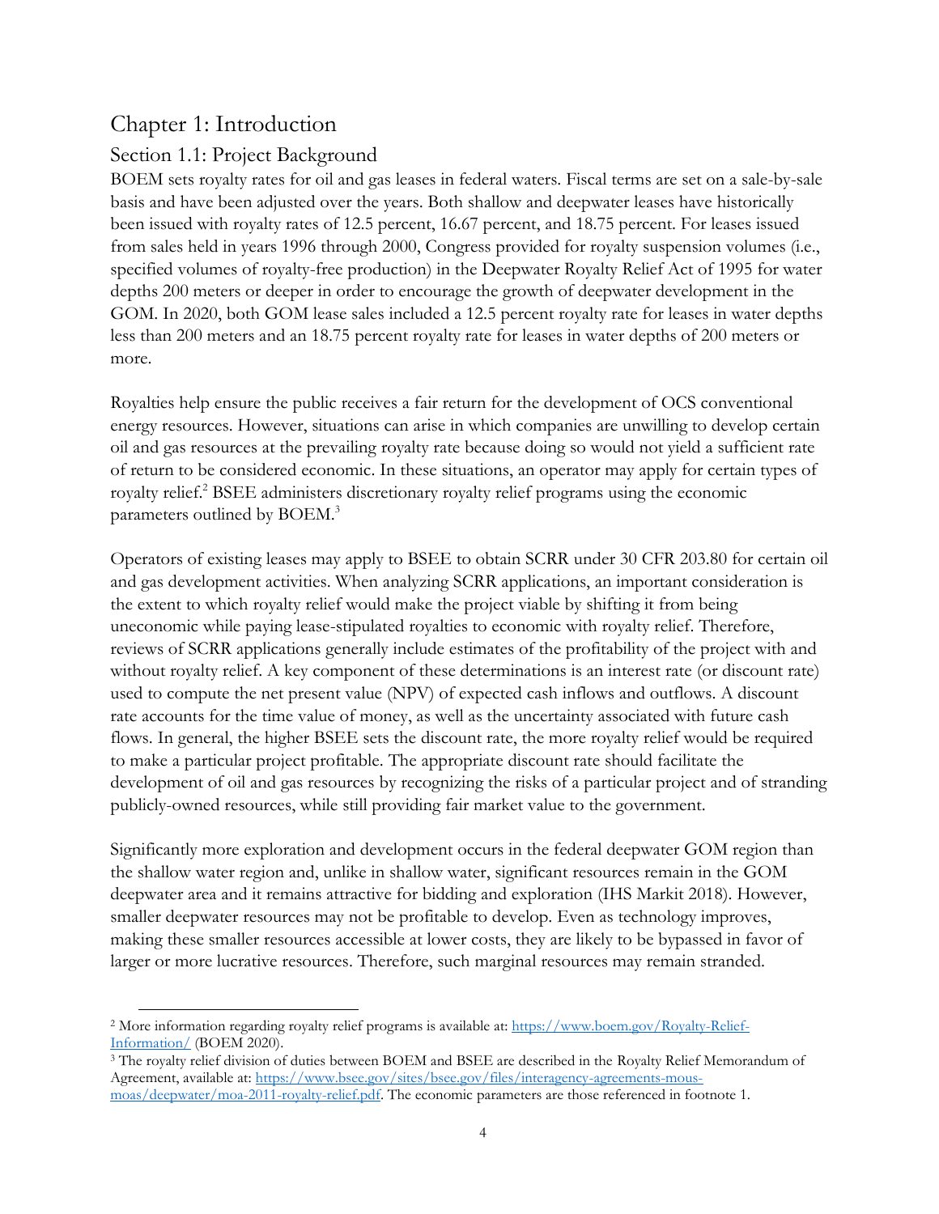# Chapter 1: Introduction

## Section 1.1: Project Background

BOEM sets royalty rates for oil and gas leases in federal waters. Fiscal terms are set on a sale-by-sale basis and have been adjusted over the years. Both shallow and deepwater leases have historically been issued with royalty rates of 12.5 percent, 16.67 percent, and 18.75 percent. For leases issued from sales held in years 1996 through 2000, Congress provided for royalty suspension volumes (i.e., specified volumes of royalty-free production) in the Deepwater Royalty Relief Act of 1995 for water depths 200 meters or deeper in order to encourage the growth of deepwater development in the GOM. In 2020, both GOM lease sales included a 12.5 percent royalty rate for leases in water depths less than 200 meters and an 18.75 percent royalty rate for leases in water depths of 200 meters or more.

Royalties help ensure the public receives a fair return for the development of OCS conventional energy resources. However, situations can arise in which companies are unwilling to develop certain oil and gas resources at the prevailing royalty rate because doing so would not yield a sufficient rate of return to be considered economic. In these situations, an operator may apply for certain types of royalty relief.[2] BSEE administers discretionary royalty relief programs using the economic parameters outlined by BOEM.[3]

Operators of existing leases may apply to BSEE to obtain SCRR under 30 CFR 203.80 for certain oil and gas development activities. When analyzing SCRR applications, an important consideration is the extent to which royalty relief would make the project viable by shifting it from being uneconomic while paying lease-stipulated royalties to economic with royalty relief. Therefore, reviews of SCRR applications generally include estimates of the profitability of the project with and without royalty relief. A key component of these determinations is an interest rate (or discount rate) used to compute the net present value (NPV) of expected cash inflows and outflows. A discount rate accounts for the time value of money, as well as the uncertainty associated with future cash flows. In general, the higher BSEE sets the discount rate, the more royalty relief would be required to make a particular project profitable. The appropriate discount rate should facilitate the development of oil and gas resources by recognizing the risks of a particular project and of stranding publicly-owned resources, while still providing fair market value to the government.

Significantly more exploration and development occurs in the federal deepwater GOM region than the shallow water region and, unlike in shallow water, significant resources remain in the GOM deepwater area and it remains attractive for bidding and exploration (IHS Markit 2018). However, smaller deepwater resources may not be profitable to develop. Even as technology improves, making these smaller resources accessible at lower costs, they are likely to be bypassed in favor of larger or more lucrative resources. Therefore, such marginal resources may remain stranded.

---

[2] More information regarding royalty relief programs is available at: https://www.boem.gov/Royalty-Relief-Information/ (BOEM 2020).

[3] The royalty relief division of duties between BOEM and BSEE are described in the Royalty Relief Memorandum of Agreement, available at: https://www.bsee.gov/sites/bsee.gov/files/interagency-agreements-mous-moas/deepwater/moa-2011-royalty-relief.pdf. The economic parameters are those referenced in footnote 1.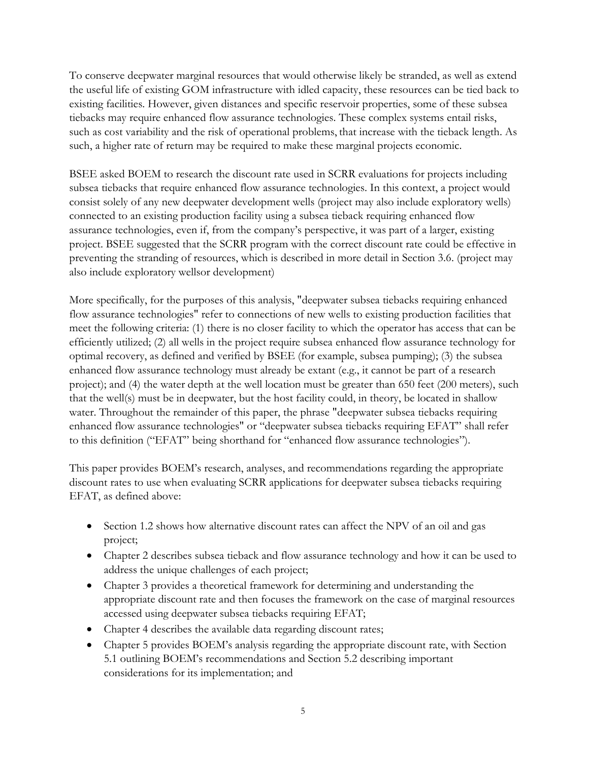To conserve deepwater marginal resources that would otherwise likely be stranded, as well as extend the useful life of existing GOM infrastructure with idled capacity, these resources can be tied back to existing facilities. However, given distances and specific reservoir properties, some of these subsea tiebacks may require enhanced flow assurance technologies. These complex systems entail risks, such as cost variability and the risk of operational problems, that increase with the tieback length. As such, a higher rate of return may be required to make these marginal projects economic.

BSEE asked BOEM to research the discount rate used in SCRR evaluations for projects including subsea tiebacks that require enhanced flow assurance technologies. In this context, a project would consist solely of any new deepwater development wells (project may also include exploratory wells) connected to an existing production facility using a subsea tieback requiring enhanced flow assurance technologies, even if, from the company's perspective, it was part of a larger, existing project. BSEE suggested that the SCRR program with the correct discount rate could be effective in preventing the stranding of resources, which is described in more detail in Section 3.6. (project may also include exploratory wellsor development)

More specifically, for the purposes of this analysis, "deepwater subsea tiebacks requiring enhanced flow assurance technologies" refer to connections of new wells to existing production facilities that meet the following criteria: (1) there is no closer facility to which the operator has access that can be efficiently utilized; (2) all wells in the project require subsea enhanced flow assurance technology for optimal recovery, as defined and verified by BSEE (for example, subsea pumping); (3) the subsea enhanced flow assurance technology must already be extant (e.g., it cannot be part of a research project); and (4) the water depth at the well location must be greater than 650 feet (200 meters), such that the well(s) must be in deepwater, but the host facility could, in theory, be located in shallow water. Throughout the remainder of this paper, the phrase "deepwater subsea tiebacks requiring enhanced flow assurance technologies" or "deepwater subsea tiebacks requiring EFAT" shall refer to this definition ("EFAT" being shorthand for "enhanced flow assurance technologies").

This paper provides BOEM's research, analyses, and recommendations regarding the appropriate discount rates to use when evaluating SCRR applications for deepwater subsea tiebacks requiring EFAT, as defined above:

- Section 1.2 shows how alternative discount rates can affect the NPV of an oil and gas project;
- Chapter 2 describes subsea tieback and flow assurance technology and how it can be used to address the unique challenges of each project;
- Chapter 3 provides a theoretical framework for determining and understanding the appropriate discount rate and then focuses the framework on the case of marginal resources accessed using deepwater subsea tiebacks requiring EFAT;
- Chapter 4 describes the available data regarding discount rates;
- Chapter 5 provides BOEM's analysis regarding the appropriate discount rate, with Section 5.1 outlining BOEM's recommendations and Section 5.2 describing important considerations for its implementation; and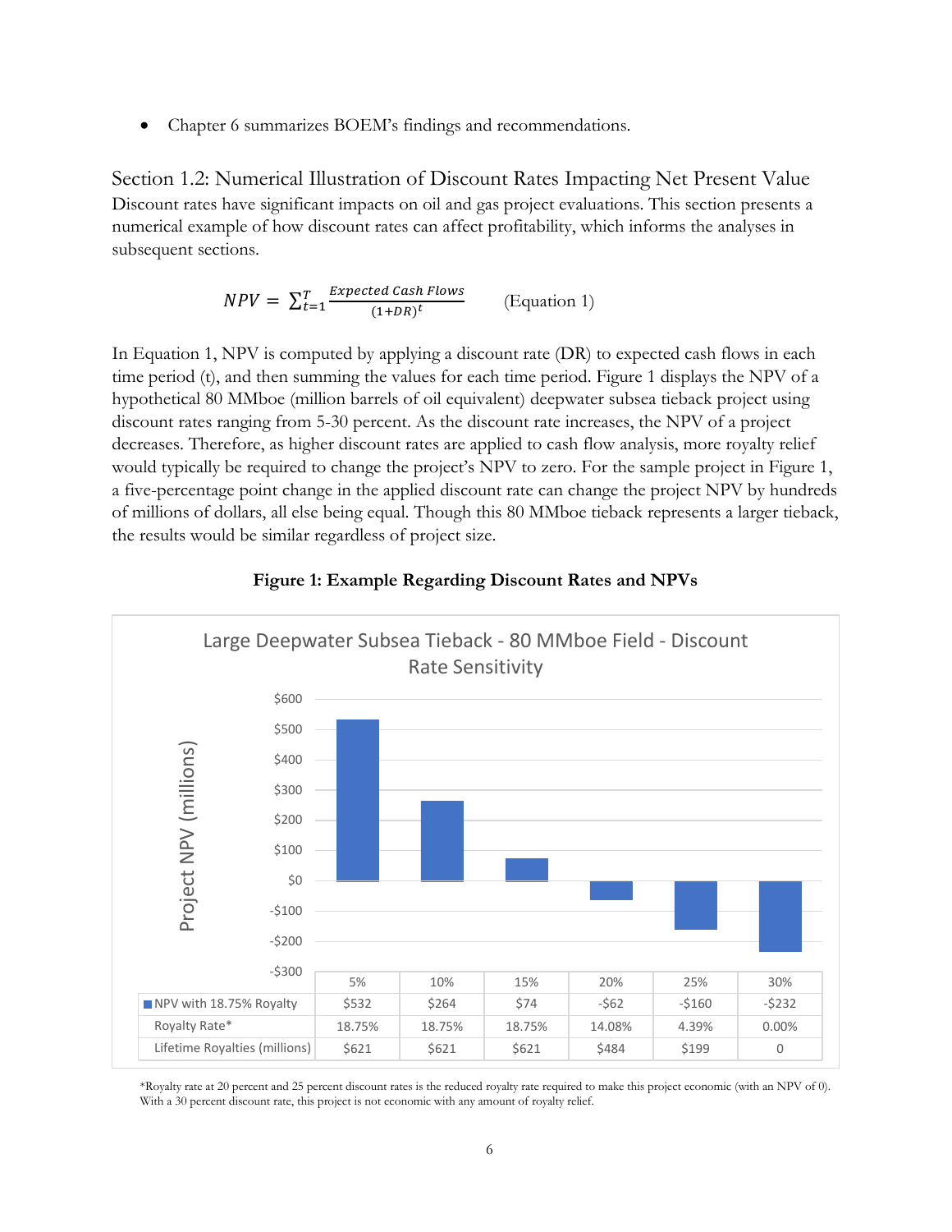- Chapter 6 summarizes BOEM's findings and recommendations.

## Section 1.2: Numerical Illustration of Discount Rates Impacting Net Present Value

Discount rates have significant impacts on oil and gas project evaluations. This section presents a numerical example of how discount rates can affect profitability, which informs the analyses in subsequent sections.

$$NPV = \sum_{t=1}^{T} \frac{Expected\ Cash\ Flows}{(1+DR)^t} \qquad \text{(Equation 1)}$$

In Equation 1, NPV is computed by applying a discount rate (DR) to expected cash flows in each time period (t), and then summing the values for each time period. Figure 1 displays the NPV of a hypothetical 80 MMboe (million barrels of oil equivalent) deepwater subsea tieback project using discount rates ranging from 5-30 percent. As the discount rate increases, the NPV of a project decreases. Therefore, as higher discount rates are applied to cash flow analysis, more royalty relief would typically be required to change the project's NPV to zero. For the sample project in Figure 1, a five-percentage point change in the applied discount rate can change the project NPV by hundreds of millions of dollars, all else being equal. Though this 80 MMboe tieback represents a larger tieback, the results would be similar regardless of project size.

**Figure 1: Example Regarding Discount Rates and NPVs**

Large Deepwater Subsea Tieback - 80 MMboe Field - Discount Rate Sensitivity

| | 5% | 10% | 15% | 20% | 25% | 30% |
|---|---|---|---|---|---|---|
| NPV with 18.75% Royalty | $532 | $264 | $74 | -$62 | -$160 | -$232 |
| Royalty Rate* | 18.75% | 18.75% | 18.75% | 14.08% | 4.39% | 0.00% |
| Lifetime Royalties (millions) | $621 | $621 | $621 | $484 | $199 | 0 |

*Royalty rate at 20 percent and 25 percent discount rates is the reduced royalty rate required to make this project economic (with an NPV of 0). With a 30 percent discount rate, this project is not economic with any amount of royalty relief.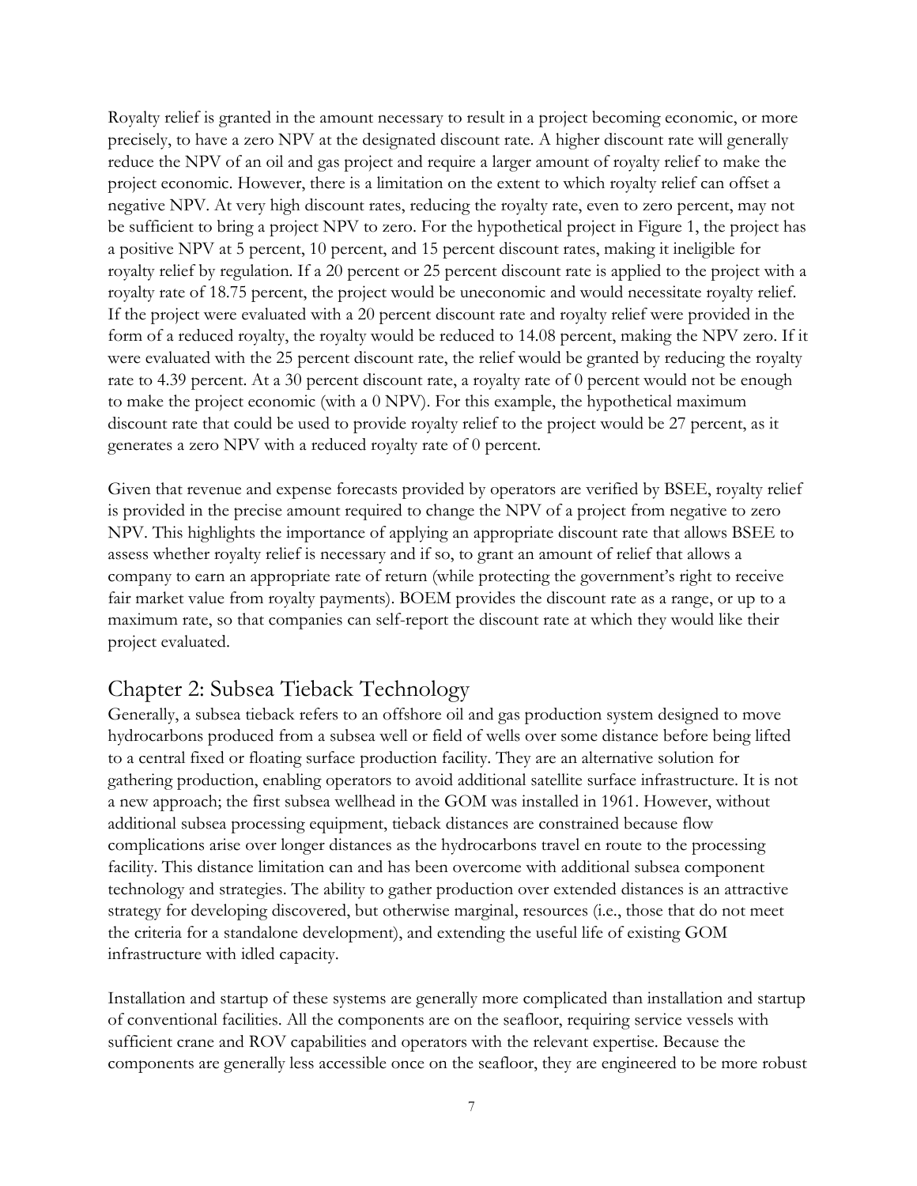Royalty relief is granted in the amount necessary to result in a project becoming economic, or more precisely, to have a zero NPV at the designated discount rate. A higher discount rate will generally reduce the NPV of an oil and gas project and require a larger amount of royalty relief to make the project economic. However, there is a limitation on the extent to which royalty relief can offset a negative NPV. At very high discount rates, reducing the royalty rate, even to zero percent, may not be sufficient to bring a project NPV to zero. For the hypothetical project in Figure 1, the project has a positive NPV at 5 percent, 10 percent, and 15 percent discount rates, making it ineligible for royalty relief by regulation. If a 20 percent or 25 percent discount rate is applied to the project with a royalty rate of 18.75 percent, the project would be uneconomic and would necessitate royalty relief. If the project were evaluated with a 20 percent discount rate and royalty relief were provided in the form of a reduced royalty, the royalty would be reduced to 14.08 percent, making the NPV zero. If it were evaluated with the 25 percent discount rate, the relief would be granted by reducing the royalty rate to 4.39 percent. At a 30 percent discount rate, a royalty rate of 0 percent would not be enough to make the project economic (with a 0 NPV). For this example, the hypothetical maximum discount rate that could be used to provide royalty relief to the project would be 27 percent, as it generates a zero NPV with a reduced royalty rate of 0 percent.

Given that revenue and expense forecasts provided by operators are verified by BSEE, royalty relief is provided in the precise amount required to change the NPV of a project from negative to zero NPV. This highlights the importance of applying an appropriate discount rate that allows BSEE to assess whether royalty relief is necessary and if so, to grant an amount of relief that allows a company to earn an appropriate rate of return (while protecting the government's right to receive fair market value from royalty payments). BOEM provides the discount rate as a range, or up to a maximum rate, so that companies can self-report the discount rate at which they would like their project evaluated.

## Chapter 2: Subsea Tieback Technology

Generally, a subsea tieback refers to an offshore oil and gas production system designed to move hydrocarbons produced from a subsea well or field of wells over some distance before being lifted to a central fixed or floating surface production facility. They are an alternative solution for gathering production, enabling operators to avoid additional satellite surface infrastructure. It is not a new approach; the first subsea wellhead in the GOM was installed in 1961. However, without additional subsea processing equipment, tieback distances are constrained because flow complications arise over longer distances as the hydrocarbons travel en route to the processing facility. This distance limitation can and has been overcome with additional subsea component technology and strategies. The ability to gather production over extended distances is an attractive strategy for developing discovered, but otherwise marginal, resources (i.e., those that do not meet the criteria for a standalone development), and extending the useful life of existing GOM infrastructure with idled capacity.

Installation and startup of these systems are generally more complicated than installation and startup of conventional facilities. All the components are on the seafloor, requiring service vessels with sufficient crane and ROV capabilities and operators with the relevant expertise. Because the components are generally less accessible once on the seafloor, they are engineered to be more robust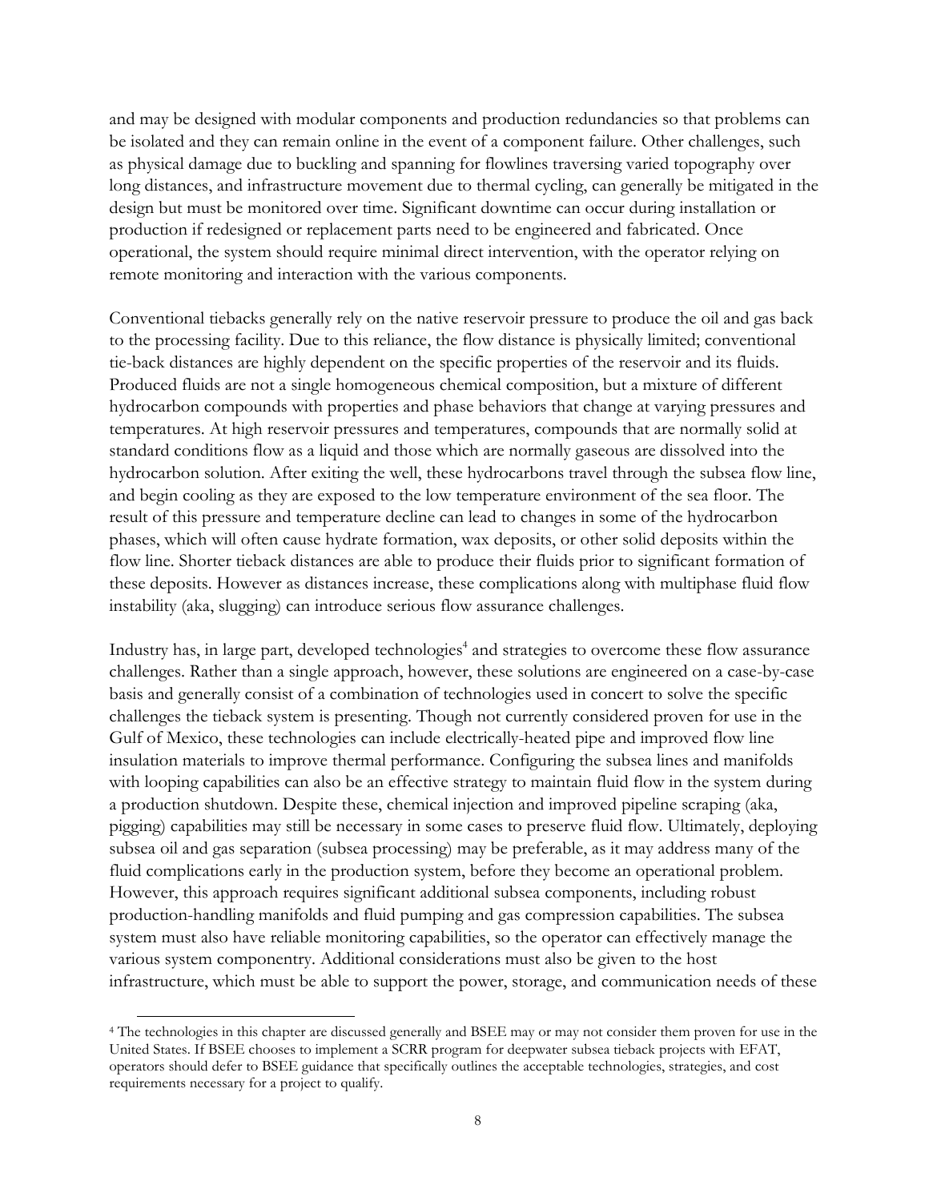and may be designed with modular components and production redundancies so that problems can be isolated and they can remain online in the event of a component failure. Other challenges, such as physical damage due to buckling and spanning for flowlines traversing varied topography over long distances, and infrastructure movement due to thermal cycling, can generally be mitigated in the design but must be monitored over time. Significant downtime can occur during installation or production if redesigned or replacement parts need to be engineered and fabricated. Once operational, the system should require minimal direct intervention, with the operator relying on remote monitoring and interaction with the various components.

Conventional tiebacks generally rely on the native reservoir pressure to produce the oil and gas back to the processing facility. Due to this reliance, the flow distance is physically limited; conventional tie-back distances are highly dependent on the specific properties of the reservoir and its fluids. Produced fluids are not a single homogeneous chemical composition, but a mixture of different hydrocarbon compounds with properties and phase behaviors that change at varying pressures and temperatures. At high reservoir pressures and temperatures, compounds that are normally solid at standard conditions flow as a liquid and those which are normally gaseous are dissolved into the hydrocarbon solution. After exiting the well, these hydrocarbons travel through the subsea flow line, and begin cooling as they are exposed to the low temperature environment of the sea floor. The result of this pressure and temperature decline can lead to changes in some of the hydrocarbon phases, which will often cause hydrate formation, wax deposits, or other solid deposits within the flow line. Shorter tieback distances are able to produce their fluids prior to significant formation of these deposits. However as distances increase, these complications along with multiphase fluid flow instability (aka, slugging) can introduce serious flow assurance challenges.

Industry has, in large part, developed technologies[4] and strategies to overcome these flow assurance challenges. Rather than a single approach, however, these solutions are engineered on a case-by-case basis and generally consist of a combination of technologies used in concert to solve the specific challenges the tieback system is presenting. Though not currently considered proven for use in the Gulf of Mexico, these technologies can include electrically-heated pipe and improved flow line insulation materials to improve thermal performance. Configuring the subsea lines and manifolds with looping capabilities can also be an effective strategy to maintain fluid flow in the system during a production shutdown. Despite these, chemical injection and improved pipeline scraping (aka, pigging) capabilities may still be necessary in some cases to preserve fluid flow. Ultimately, deploying subsea oil and gas separation (subsea processing) may be preferable, as it may address many of the fluid complications early in the production system, before they become an operational problem. However, this approach requires significant additional subsea components, including robust production-handling manifolds and fluid pumping and gas compression capabilities. The subsea system must also have reliable monitoring capabilities, so the operator can effectively manage the various system componentry. Additional considerations must also be given to the host infrastructure, which must be able to support the power, storage, and communication needs of these

[4] The technologies in this chapter are discussed generally and BSEE may or may not consider them proven for use in the United States. If BSEE chooses to implement a SCRR program for deepwater subsea tieback projects with EFAT, operators should defer to BSEE guidance that specifically outlines the acceptable technologies, strategies, and cost requirements necessary for a project to qualify.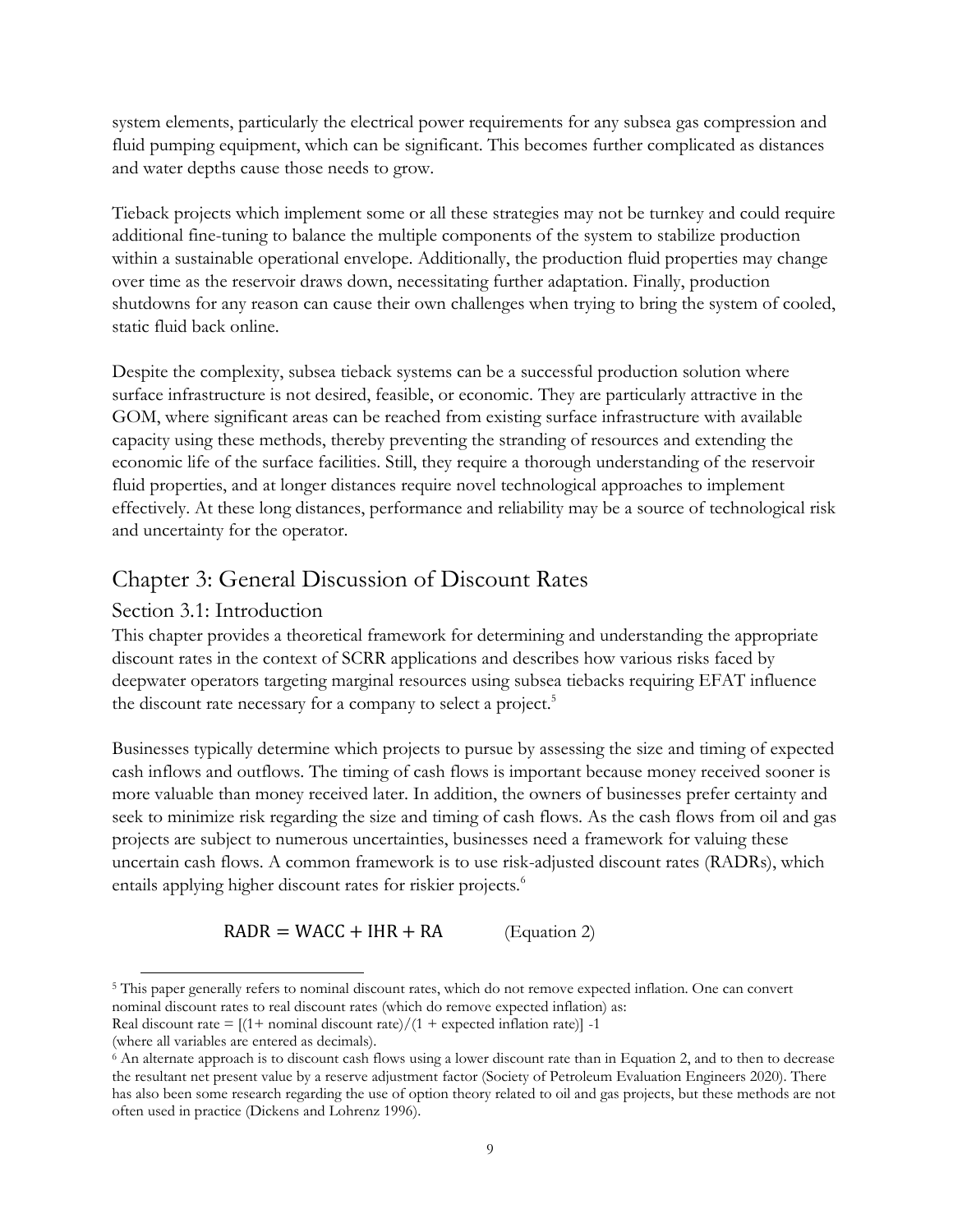system elements, particularly the electrical power requirements for any subsea gas compression and fluid pumping equipment, which can be significant. This becomes further complicated as distances and water depths cause those needs to grow.

Tieback projects which implement some or all these strategies may not be turnkey and could require additional fine-tuning to balance the multiple components of the system to stabilize production within a sustainable operational envelope. Additionally, the production fluid properties may change over time as the reservoir draws down, necessitating further adaptation. Finally, production shutdowns for any reason can cause their own challenges when trying to bring the system of cooled, static fluid back online.

Despite the complexity, subsea tieback systems can be a successful production solution where surface infrastructure is not desired, feasible, or economic. They are particularly attractive in the GOM, where significant areas can be reached from existing surface infrastructure with available capacity using these methods, thereby preventing the stranding of resources and extending the economic life of the surface facilities. Still, they require a thorough understanding of the reservoir fluid properties, and at longer distances require novel technological approaches to implement effectively. At these long distances, performance and reliability may be a source of technological risk and uncertainty for the operator.

# Chapter 3: General Discussion of Discount Rates

## Section 3.1: Introduction

This chapter provides a theoretical framework for determining and understanding the appropriate discount rates in the context of SCRR applications and describes how various risks faced by deepwater operators targeting marginal resources using subsea tiebacks requiring EFAT influence the discount rate necessary for a company to select a project.[5]

Businesses typically determine which projects to pursue by assessing the size and timing of expected cash inflows and outflows. The timing of cash flows is important because money received sooner is more valuable than money received later. In addition, the owners of businesses prefer certainty and seek to minimize risk regarding the size and timing of cash flows. As the cash flows from oil and gas projects are subject to numerous uncertainties, businesses need a framework for valuing these uncertain cash flows. A common framework is to use risk-adjusted discount rates (RADRs), which entails applying higher discount rates for riskier projects.[6]

$$\mathrm{RADR} = \mathrm{WACC} + \mathrm{IHR} + \mathrm{RA} \qquad \text{(Equation 2)}$$

---

[5] This paper generally refers to nominal discount rates, which do not remove expected inflation. One can convert nominal discount rates to real discount rates (which do remove expected inflation) as:
Real discount rate = [(1+ nominal discount rate)/(1 + expected inflation rate)] -1
(where all variables are entered as decimals).

[6] An alternate approach is to discount cash flows using a lower discount rate than in Equation 2, and to then to decrease the resultant net present value by a reserve adjustment factor (Society of Petroleum Evaluation Engineers 2020). There has also been some research regarding the use of option theory related to oil and gas projects, but these methods are not often used in practice (Dickens and Lohrenz 1996).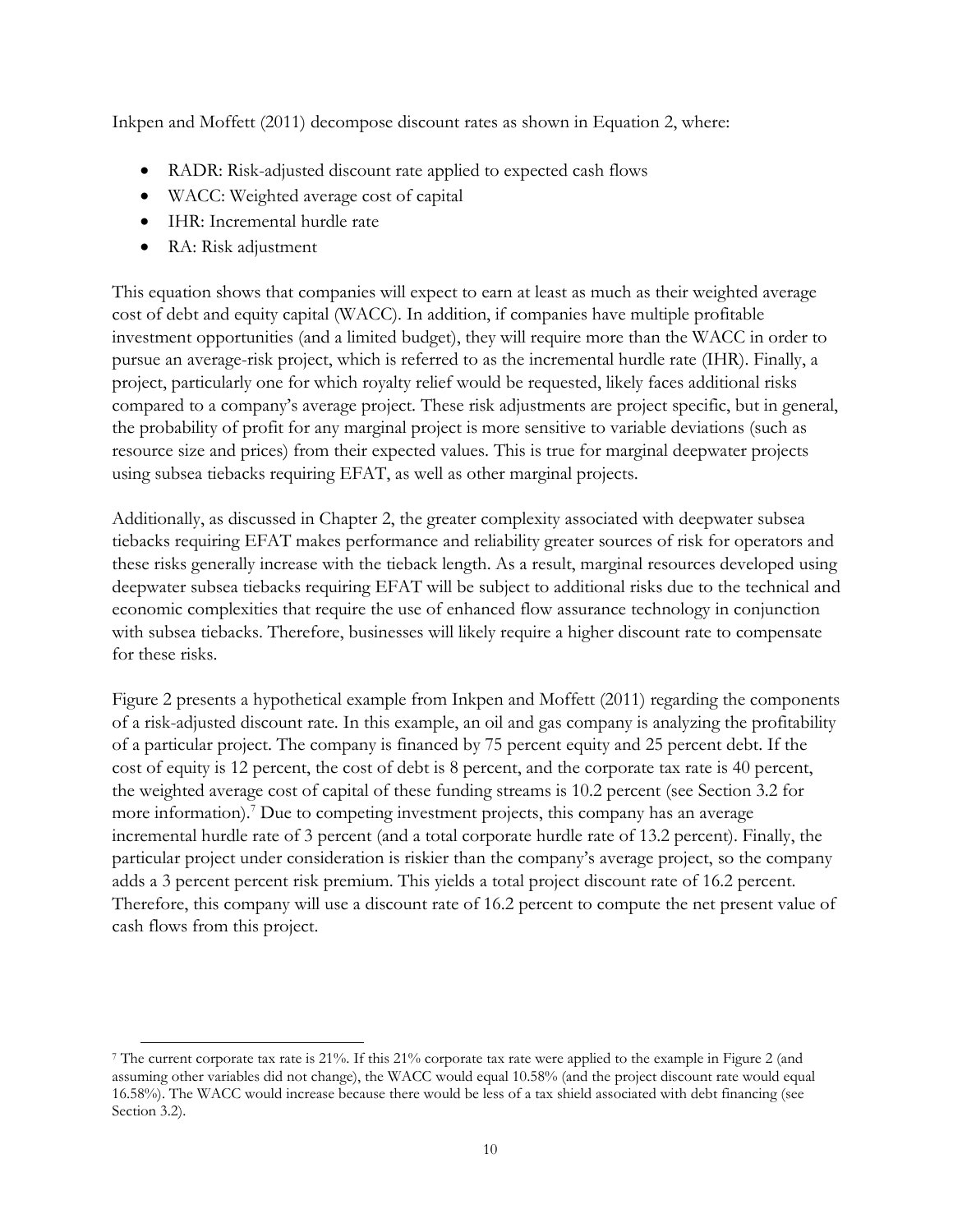Inkpen and Moffett (2011) decompose discount rates as shown in Equation 2, where:

- RADR: Risk-adjusted discount rate applied to expected cash flows
- WACC: Weighted average cost of capital
- IHR: Incremental hurdle rate
- RA: Risk adjustment

This equation shows that companies will expect to earn at least as much as their weighted average cost of debt and equity capital (WACC). In addition, if companies have multiple profitable investment opportunities (and a limited budget), they will require more than the WACC in order to pursue an average-risk project, which is referred to as the incremental hurdle rate (IHR). Finally, a project, particularly one for which royalty relief would be requested, likely faces additional risks compared to a company's average project. These risk adjustments are project specific, but in general, the probability of profit for any marginal project is more sensitive to variable deviations (such as resource size and prices) from their expected values. This is true for marginal deepwater projects using subsea tiebacks requiring EFAT, as well as other marginal projects.

Additionally, as discussed in Chapter 2, the greater complexity associated with deepwater subsea tiebacks requiring EFAT makes performance and reliability greater sources of risk for operators and these risks generally increase with the tieback length. As a result, marginal resources developed using deepwater subsea tiebacks requiring EFAT will be subject to additional risks due to the technical and economic complexities that require the use of enhanced flow assurance technology in conjunction with subsea tiebacks. Therefore, businesses will likely require a higher discount rate to compensate for these risks.

Figure 2 presents a hypothetical example from Inkpen and Moffett (2011) regarding the components of a risk-adjusted discount rate. In this example, an oil and gas company is analyzing the profitability of a particular project. The company is financed by 75 percent equity and 25 percent debt. If the cost of equity is 12 percent, the cost of debt is 8 percent, and the corporate tax rate is 40 percent, the weighted average cost of capital of these funding streams is 10.2 percent (see Section 3.2 for more information).[7] Due to competing investment projects, this company has an average incremental hurdle rate of 3 percent (and a total corporate hurdle rate of 13.2 percent). Finally, the particular project under consideration is riskier than the company's average project, so the company adds a 3 percent percent risk premium. This yields a total project discount rate of 16.2 percent. Therefore, this company will use a discount rate of 16.2 percent to compute the net present value of cash flows from this project.

---

[7] The current corporate tax rate is 21%. If this 21% corporate tax rate were applied to the example in Figure 2 (and assuming other variables did not change), the WACC would equal 10.58% (and the project discount rate would equal 16.58%). The WACC would increase because there would be less of a tax shield associated with debt financing (see Section 3.2).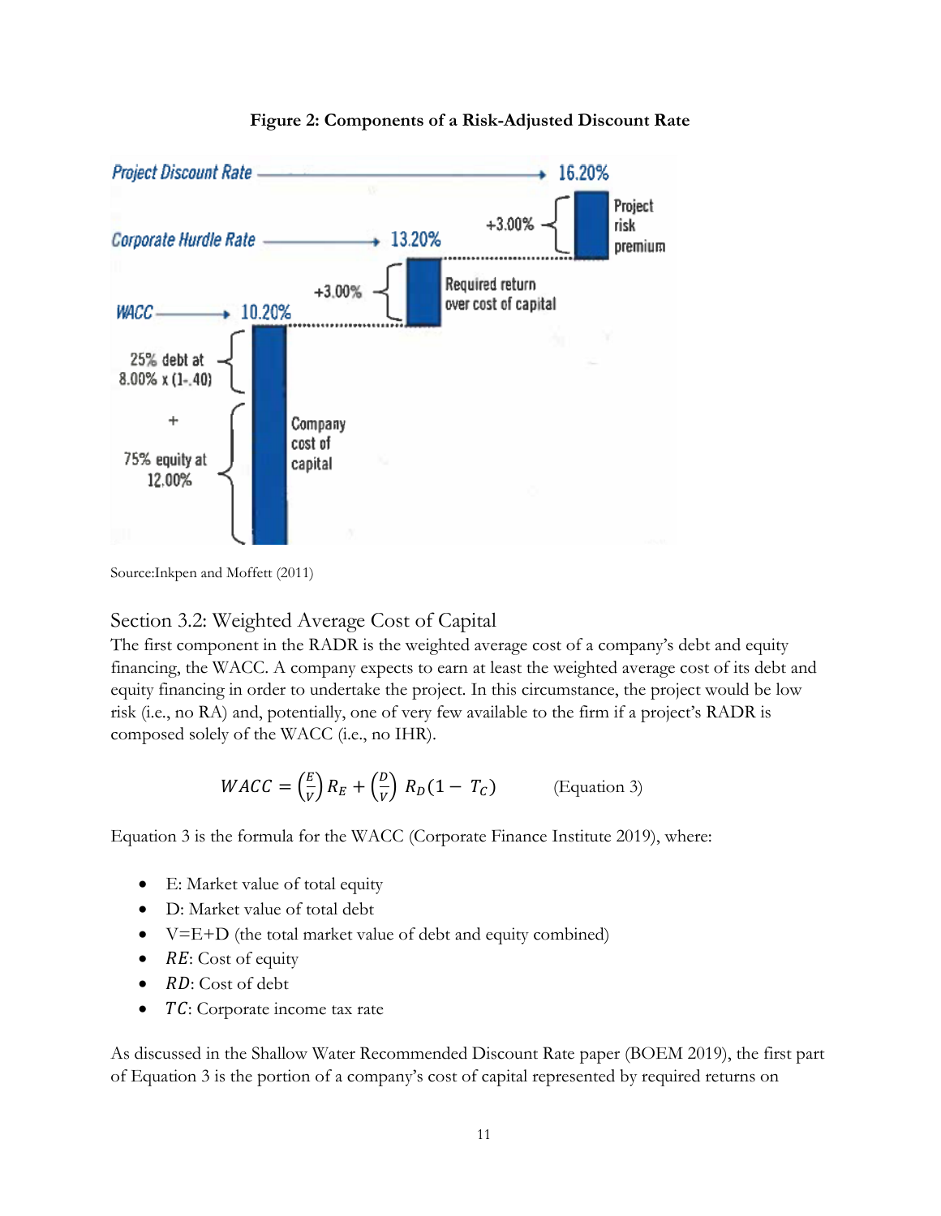**Figure 2: Components of a Risk-Adjusted Discount Rate**

Source:Inkpen and Moffett (2011)

## Section 3.2: Weighted Average Cost of Capital

The first component in the RADR is the weighted average cost of a company's debt and equity financing, the WACC. A company expects to earn at least the weighted average cost of its debt and equity financing in order to undertake the project. In this circumstance, the project would be low risk (i.e., no RA) and, potentially, one of very few available to the firm if a project's RADR is composed solely of the WACC (i.e., no IHR).

$$WACC = \left(\frac{E}{V}\right) R_E + \left(\frac{D}{V}\right) R_D(1 - T_C) \qquad \text{(Equation 3)}$$

Equation 3 is the formula for the WACC (Corporate Finance Institute 2019), where:

- E: Market value of total equity
- D: Market value of total debt
- V=E+D (the total market value of debt and equity combined)
- $RE$: Cost of equity
- $RD$: Cost of debt
- $TC$: Corporate income tax rate

As discussed in the Shallow Water Recommended Discount Rate paper (BOEM 2019), the first part of Equation 3 is the portion of a company's cost of capital represented by required returns on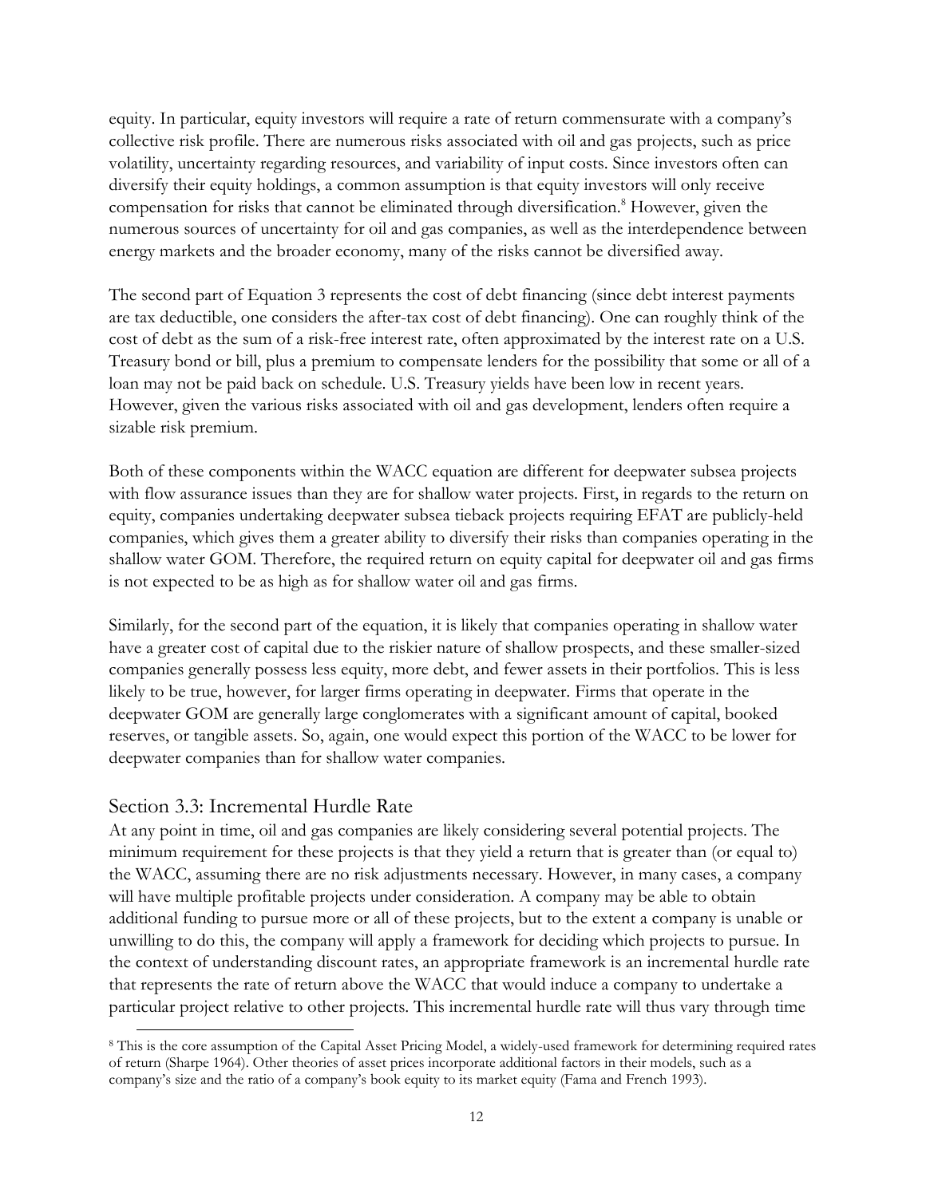equity. In particular, equity investors will require a rate of return commensurate with a company's collective risk profile. There are numerous risks associated with oil and gas projects, such as price volatility, uncertainty regarding resources, and variability of input costs. Since investors often can diversify their equity holdings, a common assumption is that equity investors will only receive compensation for risks that cannot be eliminated through diversification.[8] However, given the numerous sources of uncertainty for oil and gas companies, as well as the interdependence between energy markets and the broader economy, many of the risks cannot be diversified away.

The second part of Equation 3 represents the cost of debt financing (since debt interest payments are tax deductible, one considers the after-tax cost of debt financing). One can roughly think of the cost of debt as the sum of a risk-free interest rate, often approximated by the interest rate on a U.S. Treasury bond or bill, plus a premium to compensate lenders for the possibility that some or all of a loan may not be paid back on schedule. U.S. Treasury yields have been low in recent years. However, given the various risks associated with oil and gas development, lenders often require a sizable risk premium.

Both of these components within the WACC equation are different for deepwater subsea projects with flow assurance issues than they are for shallow water projects. First, in regards to the return on equity, companies undertaking deepwater subsea tieback projects requiring EFAT are publicly-held companies, which gives them a greater ability to diversify their risks than companies operating in the shallow water GOM. Therefore, the required return on equity capital for deepwater oil and gas firms is not expected to be as high as for shallow water oil and gas firms.

Similarly, for the second part of the equation, it is likely that companies operating in shallow water have a greater cost of capital due to the riskier nature of shallow prospects, and these smaller-sized companies generally possess less equity, more debt, and fewer assets in their portfolios. This is less likely to be true, however, for larger firms operating in deepwater. Firms that operate in the deepwater GOM are generally large conglomerates with a significant amount of capital, booked reserves, or tangible assets. So, again, one would expect this portion of the WACC to be lower for deepwater companies than for shallow water companies.

## Section 3.3: Incremental Hurdle Rate

At any point in time, oil and gas companies are likely considering several potential projects. The minimum requirement for these projects is that they yield a return that is greater than (or equal to) the WACC, assuming there are no risk adjustments necessary. However, in many cases, a company will have multiple profitable projects under consideration. A company may be able to obtain additional funding to pursue more or all of these projects, but to the extent a company is unable or unwilling to do this, the company will apply a framework for deciding which projects to pursue. In the context of understanding discount rates, an appropriate framework is an incremental hurdle rate that represents the rate of return above the WACC that would induce a company to undertake a particular project relative to other projects. This incremental hurdle rate will thus vary through time

---

[8] This is the core assumption of the Capital Asset Pricing Model, a widely-used framework for determining required rates of return (Sharpe 1964). Other theories of asset prices incorporate additional factors in their models, such as a company's size and the ratio of a company's book equity to its market equity (Fama and French 1993).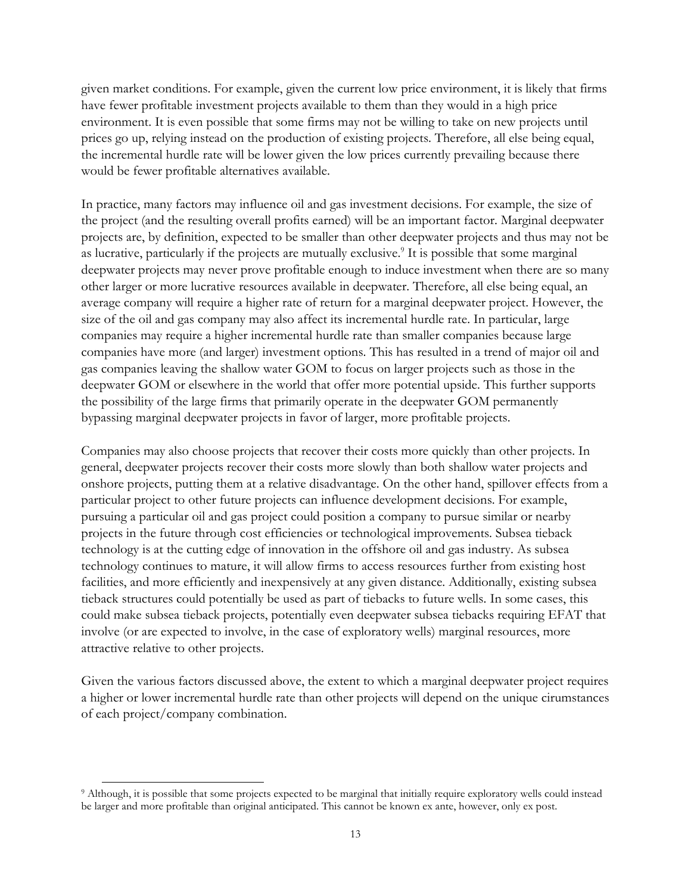given market conditions. For example, given the current low price environment, it is likely that firms have fewer profitable investment projects available to them than they would in a high price environment. It is even possible that some firms may not be willing to take on new projects until prices go up, relying instead on the production of existing projects. Therefore, all else being equal, the incremental hurdle rate will be lower given the low prices currently prevailing because there would be fewer profitable alternatives available.

In practice, many factors may influence oil and gas investment decisions. For example, the size of the project (and the resulting overall profits earned) will be an important factor. Marginal deepwater projects are, by definition, expected to be smaller than other deepwater projects and thus may not be as lucrative, particularly if the projects are mutually exclusive.[9] It is possible that some marginal deepwater projects may never prove profitable enough to induce investment when there are so many other larger or more lucrative resources available in deepwater. Therefore, all else being equal, an average company will require a higher rate of return for a marginal deepwater project. However, the size of the oil and gas company may also affect its incremental hurdle rate. In particular, large companies may require a higher incremental hurdle rate than smaller companies because large companies have more (and larger) investment options. This has resulted in a trend of major oil and gas companies leaving the shallow water GOM to focus on larger projects such as those in the deepwater GOM or elsewhere in the world that offer more potential upside. This further supports the possibility of the large firms that primarily operate in the deepwater GOM permanently bypassing marginal deepwater projects in favor of larger, more profitable projects.

Companies may also choose projects that recover their costs more quickly than other projects. In general, deepwater projects recover their costs more slowly than both shallow water projects and onshore projects, putting them at a relative disadvantage. On the other hand, spillover effects from a particular project to other future projects can influence development decisions. For example, pursuing a particular oil and gas project could position a company to pursue similar or nearby projects in the future through cost efficiencies or technological improvements. Subsea tieback technology is at the cutting edge of innovation in the offshore oil and gas industry. As subsea technology continues to mature, it will allow firms to access resources further from existing host facilities, and more efficiently and inexpensively at any given distance. Additionally, existing subsea tieback structures could potentially be used as part of tiebacks to future wells. In some cases, this could make subsea tieback projects, potentially even deepwater subsea tiebacks requiring EFAT that involve (or are expected to involve, in the case of exploratory wells) marginal resources, more attractive relative to other projects.

Given the various factors discussed above, the extent to which a marginal deepwater project requires a higher or lower incremental hurdle rate than other projects will depend on the unique cirumstances of each project/company combination.

[9] Although, it is possible that some projects expected to be marginal that initially require exploratory wells could instead be larger and more profitable than original anticipated. This cannot be known ex ante, however, only ex post.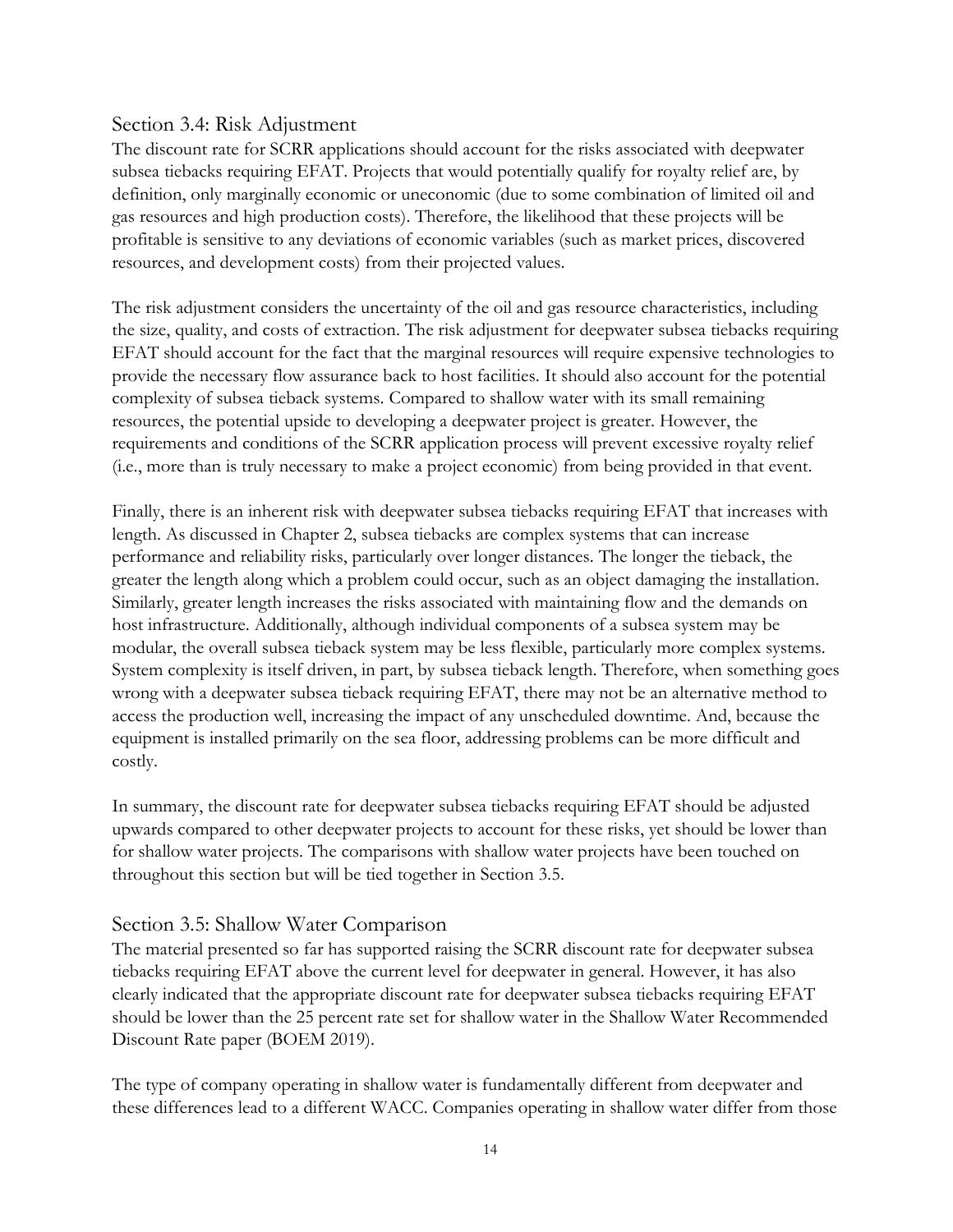## Section 3.4: Risk Adjustment

The discount rate for SCRR applications should account for the risks associated with deepwater subsea tiebacks requiring EFAT. Projects that would potentially qualify for royalty relief are, by definition, only marginally economic or uneconomic (due to some combination of limited oil and gas resources and high production costs). Therefore, the likelihood that these projects will be profitable is sensitive to any deviations of economic variables (such as market prices, discovered resources, and development costs) from their projected values.

The risk adjustment considers the uncertainty of the oil and gas resource characteristics, including the size, quality, and costs of extraction. The risk adjustment for deepwater subsea tiebacks requiring EFAT should account for the fact that the marginal resources will require expensive technologies to provide the necessary flow assurance back to host facilities. It should also account for the potential complexity of subsea tieback systems. Compared to shallow water with its small remaining resources, the potential upside to developing a deepwater project is greater. However, the requirements and conditions of the SCRR application process will prevent excessive royalty relief (i.e., more than is truly necessary to make a project economic) from being provided in that event.

Finally, there is an inherent risk with deepwater subsea tiebacks requiring EFAT that increases with length. As discussed in Chapter 2, subsea tiebacks are complex systems that can increase performance and reliability risks, particularly over longer distances. The longer the tieback, the greater the length along which a problem could occur, such as an object damaging the installation. Similarly, greater length increases the risks associated with maintaining flow and the demands on host infrastructure. Additionally, although individual components of a subsea system may be modular, the overall subsea tieback system may be less flexible, particularly more complex systems. System complexity is itself driven, in part, by subsea tieback length. Therefore, when something goes wrong with a deepwater subsea tieback requiring EFAT, there may not be an alternative method to access the production well, increasing the impact of any unscheduled downtime. And, because the equipment is installed primarily on the sea floor, addressing problems can be more difficult and costly.

In summary, the discount rate for deepwater subsea tiebacks requiring EFAT should be adjusted upwards compared to other deepwater projects to account for these risks, yet should be lower than for shallow water projects. The comparisons with shallow water projects have been touched on throughout this section but will be tied together in Section 3.5.

## Section 3.5: Shallow Water Comparison

The material presented so far has supported raising the SCRR discount rate for deepwater subsea tiebacks requiring EFAT above the current level for deepwater in general. However, it has also clearly indicated that the appropriate discount rate for deepwater subsea tiebacks requiring EFAT should be lower than the 25 percent rate set for shallow water in the Shallow Water Recommended Discount Rate paper (BOEM 2019).

The type of company operating in shallow water is fundamentally different from deepwater and these differences lead to a different WACC. Companies operating in shallow water differ from those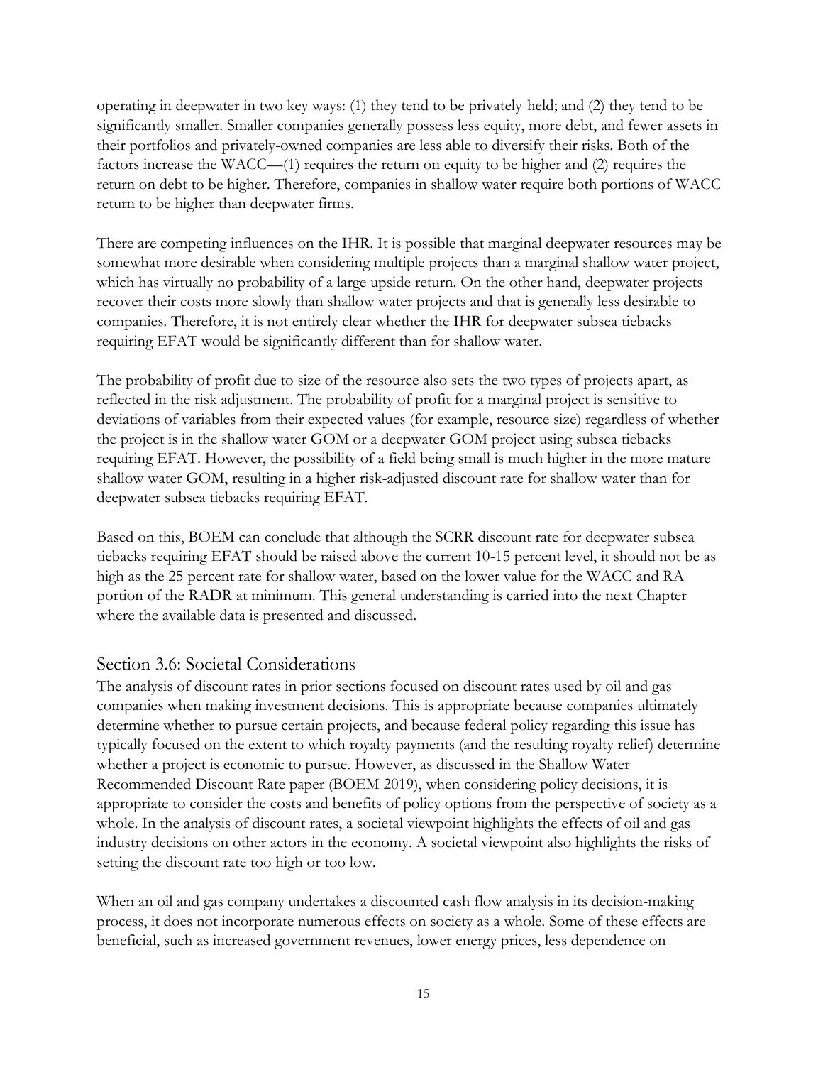operating in deepwater in two key ways: (1) they tend to be privately-held; and (2) they tend to be significantly smaller. Smaller companies generally possess less equity, more debt, and fewer assets in their portfolios and privately-owned companies are less able to diversify their risks. Both of the factors increase the WACC—(1) requires the return on equity to be higher and (2) requires the return on debt to be higher. Therefore, companies in shallow water require both portions of WACC return to be higher than deepwater firms.

There are competing influences on the IHR. It is possible that marginal deepwater resources may be somewhat more desirable when considering multiple projects than a marginal shallow water project, which has virtually no probability of a large upside return. On the other hand, deepwater projects recover their costs more slowly than shallow water projects and that is generally less desirable to companies. Therefore, it is not entirely clear whether the IHR for deepwater subsea tiebacks requiring EFAT would be significantly different than for shallow water.

The probability of profit due to size of the resource also sets the two types of projects apart, as reflected in the risk adjustment. The probability of profit for a marginal project is sensitive to deviations of variables from their expected values (for example, resource size) regardless of whether the project is in the shallow water GOM or a deepwater GOM project using subsea tiebacks requiring EFAT. However, the possibility of a field being small is much higher in the more mature shallow water GOM, resulting in a higher risk-adjusted discount rate for shallow water than for deepwater subsea tiebacks requiring EFAT.

Based on this, BOEM can conclude that although the SCRR discount rate for deepwater subsea tiebacks requiring EFAT should be raised above the current 10-15 percent level, it should not be as high as the 25 percent rate for shallow water, based on the lower value for the WACC and RA portion of the RADR at minimum. This general understanding is carried into the next Chapter where the available data is presented and discussed.

## Section 3.6: Societal Considerations

The analysis of discount rates in prior sections focused on discount rates used by oil and gas companies when making investment decisions. This is appropriate because companies ultimately determine whether to pursue certain projects, and because federal policy regarding this issue has typically focused on the extent to which royalty payments (and the resulting royalty relief) determine whether a project is economic to pursue. However, as discussed in the Shallow Water Recommended Discount Rate paper (BOEM 2019), when considering policy decisions, it is appropriate to consider the costs and benefits of policy options from the perspective of society as a whole. In the analysis of discount rates, a societal viewpoint highlights the effects of oil and gas industry decisions on other actors in the economy. A societal viewpoint also highlights the risks of setting the discount rate too high or too low.

When an oil and gas company undertakes a discounted cash flow analysis in its decision-making process, it does not incorporate numerous effects on society as a whole. Some of these effects are beneficial, such as increased government revenues, lower energy prices, less dependence on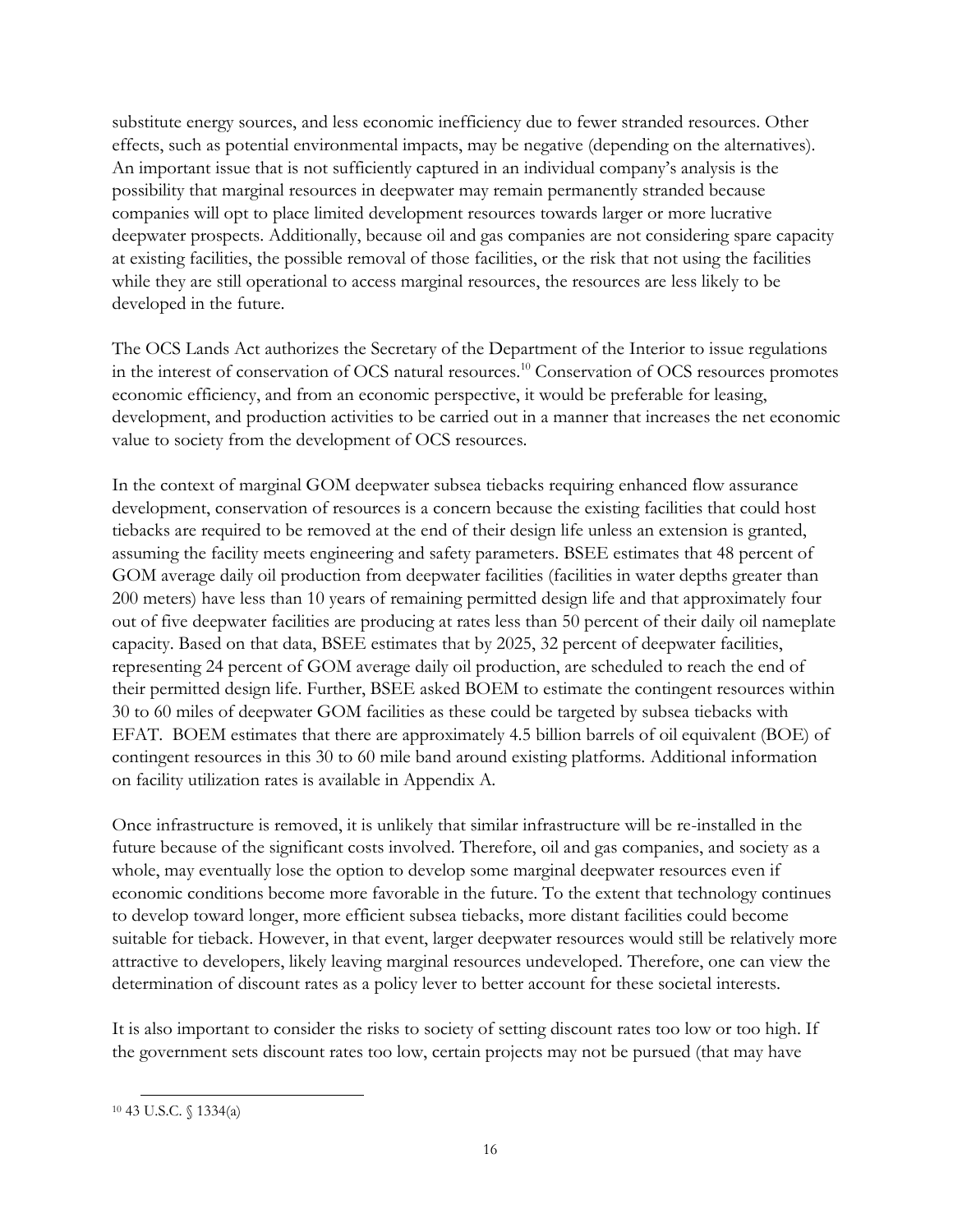substitute energy sources, and less economic inefficiency due to fewer stranded resources. Other effects, such as potential environmental impacts, may be negative (depending on the alternatives). An important issue that is not sufficiently captured in an individual company's analysis is the possibility that marginal resources in deepwater may remain permanently stranded because companies will opt to place limited development resources towards larger or more lucrative deepwater prospects. Additionally, because oil and gas companies are not considering spare capacity at existing facilities, the possible removal of those facilities, or the risk that not using the facilities while they are still operational to access marginal resources, the resources are less likely to be developed in the future.

The OCS Lands Act authorizes the Secretary of the Department of the Interior to issue regulations in the interest of conservation of OCS natural resources.[10] Conservation of OCS resources promotes economic efficiency, and from an economic perspective, it would be preferable for leasing, development, and production activities to be carried out in a manner that increases the net economic value to society from the development of OCS resources.

In the context of marginal GOM deepwater subsea tiebacks requiring enhanced flow assurance development, conservation of resources is a concern because the existing facilities that could host tiebacks are required to be removed at the end of their design life unless an extension is granted, assuming the facility meets engineering and safety parameters. BSEE estimates that 48 percent of GOM average daily oil production from deepwater facilities (facilities in water depths greater than 200 meters) have less than 10 years of remaining permitted design life and that approximately four out of five deepwater facilities are producing at rates less than 50 percent of their daily oil nameplate capacity. Based on that data, BSEE estimates that by 2025, 32 percent of deepwater facilities, representing 24 percent of GOM average daily oil production, are scheduled to reach the end of their permitted design life. Further, BSEE asked BOEM to estimate the contingent resources within 30 to 60 miles of deepwater GOM facilities as these could be targeted by subsea tiebacks with EFAT. BOEM estimates that there are approximately 4.5 billion barrels of oil equivalent (BOE) of contingent resources in this 30 to 60 mile band around existing platforms. Additional information on facility utilization rates is available in Appendix A.

Once infrastructure is removed, it is unlikely that similar infrastructure will be re-installed in the future because of the significant costs involved. Therefore, oil and gas companies, and society as a whole, may eventually lose the option to develop some marginal deepwater resources even if economic conditions become more favorable in the future. To the extent that technology continues to develop toward longer, more efficient subsea tiebacks, more distant facilities could become suitable for tieback. However, in that event, larger deepwater resources would still be relatively more attractive to developers, likely leaving marginal resources undeveloped. Therefore, one can view the determination of discount rates as a policy lever to better account for these societal interests.

It is also important to consider the risks to society of setting discount rates too low or too high. If the government sets discount rates too low, certain projects may not be pursued (that may have

[10] 43 U.S.C. § 1334(a)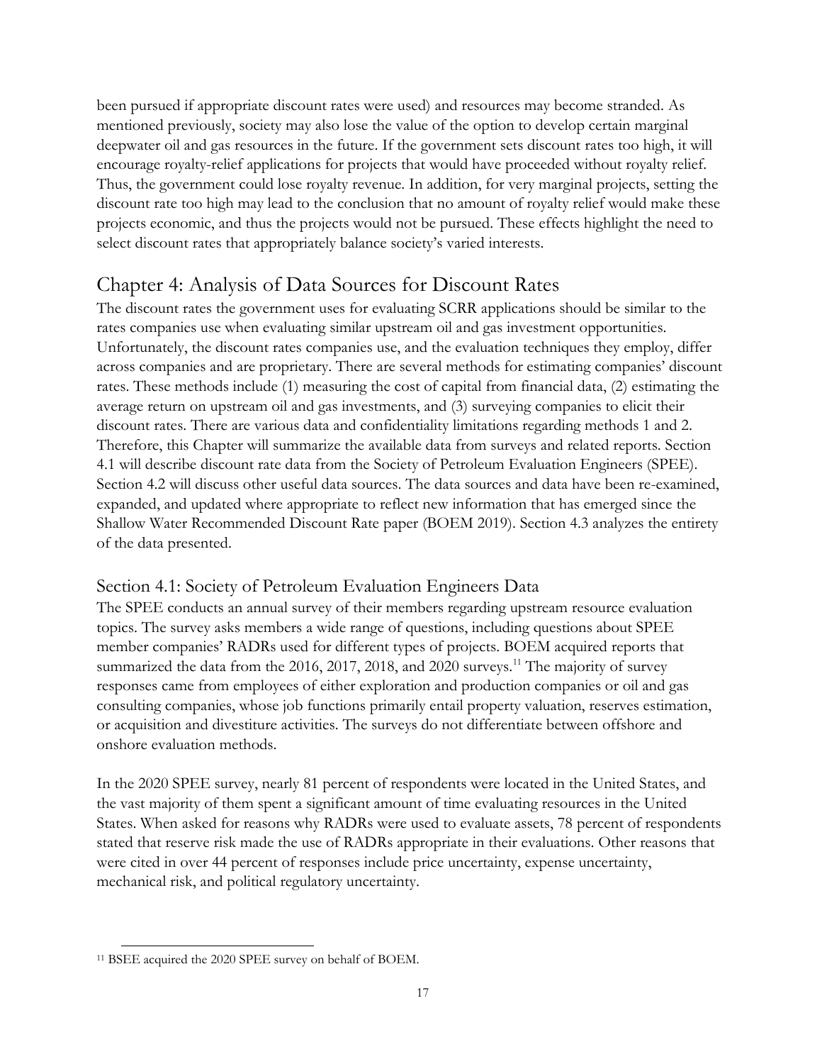been pursued if appropriate discount rates were used) and resources may become stranded. As mentioned previously, society may also lose the value of the option to develop certain marginal deepwater oil and gas resources in the future. If the government sets discount rates too high, it will encourage royalty-relief applications for projects that would have proceeded without royalty relief. Thus, the government could lose royalty revenue. In addition, for very marginal projects, setting the discount rate too high may lead to the conclusion that no amount of royalty relief would make these projects economic, and thus the projects would not be pursued. These effects highlight the need to select discount rates that appropriately balance society's varied interests.

# Chapter 4: Analysis of Data Sources for Discount Rates

The discount rates the government uses for evaluating SCRR applications should be similar to the rates companies use when evaluating similar upstream oil and gas investment opportunities. Unfortunately, the discount rates companies use, and the evaluation techniques they employ, differ across companies and are proprietary. There are several methods for estimating companies' discount rates. These methods include (1) measuring the cost of capital from financial data, (2) estimating the average return on upstream oil and gas investments, and (3) surveying companies to elicit their discount rates. There are various data and confidentiality limitations regarding methods 1 and 2. Therefore, this Chapter will summarize the available data from surveys and related reports. Section 4.1 will describe discount rate data from the Society of Petroleum Evaluation Engineers (SPEE). Section 4.2 will discuss other useful data sources. The data sources and data have been re-examined, expanded, and updated where appropriate to reflect new information that has emerged since the Shallow Water Recommended Discount Rate paper (BOEM 2019). Section 4.3 analyzes the entirety of the data presented.

## Section 4.1: Society of Petroleum Evaluation Engineers Data

The SPEE conducts an annual survey of their members regarding upstream resource evaluation topics. The survey asks members a wide range of questions, including questions about SPEE member companies' RADRs used for different types of projects. BOEM acquired reports that summarized the data from the 2016, 2017, 2018, and 2020 surveys.[11] The majority of survey responses came from employees of either exploration and production companies or oil and gas consulting companies, whose job functions primarily entail property valuation, reserves estimation, or acquisition and divestiture activities. The surveys do not differentiate between offshore and onshore evaluation methods.

In the 2020 SPEE survey, nearly 81 percent of respondents were located in the United States, and the vast majority of them spent a significant amount of time evaluating resources in the United States. When asked for reasons why RADRs were used to evaluate assets, 78 percent of respondents stated that reserve risk made the use of RADRs appropriate in their evaluations. Other reasons that were cited in over 44 percent of responses include price uncertainty, expense uncertainty, mechanical risk, and political regulatory uncertainty.

[11] BSEE acquired the 2020 SPEE survey on behalf of BOEM.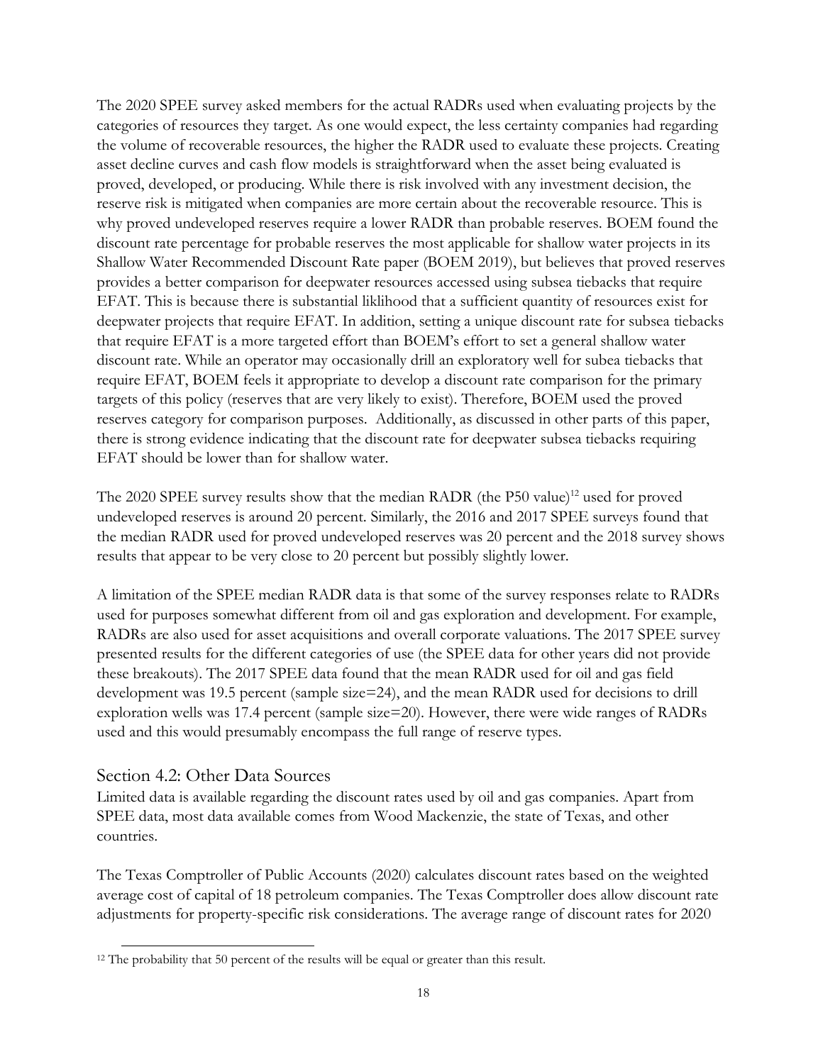The 2020 SPEE survey asked members for the actual RADRs used when evaluating projects by the categories of resources they target. As one would expect, the less certainty companies had regarding the volume of recoverable resources, the higher the RADR used to evaluate these projects. Creating asset decline curves and cash flow models is straightforward when the asset being evaluated is proved, developed, or producing. While there is risk involved with any investment decision, the reserve risk is mitigated when companies are more certain about the recoverable resource. This is why proved undeveloped reserves require a lower RADR than probable reserves. BOEM found the discount rate percentage for probable reserves the most applicable for shallow water projects in its Shallow Water Recommended Discount Rate paper (BOEM 2019), but believes that proved reserves provides a better comparison for deepwater resources accessed using subsea tiebacks that require EFAT. This is because there is substantial liklihood that a sufficient quantity of resources exist for deepwater projects that require EFAT. In addition, setting a unique discount rate for subsea tiebacks that require EFAT is a more targeted effort than BOEM's effort to set a general shallow water discount rate. While an operator may occasionally drill an exploratory well for subea tiebacks that require EFAT, BOEM feels it appropriate to develop a discount rate comparison for the primary targets of this policy (reserves that are very likely to exist). Therefore, BOEM used the proved reserves category for comparison purposes. Additionally, as discussed in other parts of this paper, there is strong evidence indicating that the discount rate for deepwater subsea tiebacks requiring EFAT should be lower than for shallow water.

The 2020 SPEE survey results show that the median RADR (the P50 value)[12] used for proved undeveloped reserves is around 20 percent. Similarly, the 2016 and 2017 SPEE surveys found that the median RADR used for proved undeveloped reserves was 20 percent and the 2018 survey shows results that appear to be very close to 20 percent but possibly slightly lower.

A limitation of the SPEE median RADR data is that some of the survey responses relate to RADRs used for purposes somewhat different from oil and gas exploration and development. For example, RADRs are also used for asset acquisitions and overall corporate valuations. The 2017 SPEE survey presented results for the different categories of use (the SPEE data for other years did not provide these breakouts). The 2017 SPEE data found that the mean RADR used for oil and gas field development was 19.5 percent (sample size=24), and the mean RADR used for decisions to drill exploration wells was 17.4 percent (sample size=20). However, there were wide ranges of RADRs used and this would presumably encompass the full range of reserve types.

## Section 4.2: Other Data Sources

Limited data is available regarding the discount rates used by oil and gas companies. Apart from SPEE data, most data available comes from Wood Mackenzie, the state of Texas, and other countries.

The Texas Comptroller of Public Accounts (2020) calculates discount rates based on the weighted average cost of capital of 18 petroleum companies. The Texas Comptroller does allow discount rate adjustments for property-specific risk considerations. The average range of discount rates for 2020

[12] The probability that 50 percent of the results will be equal or greater than this result.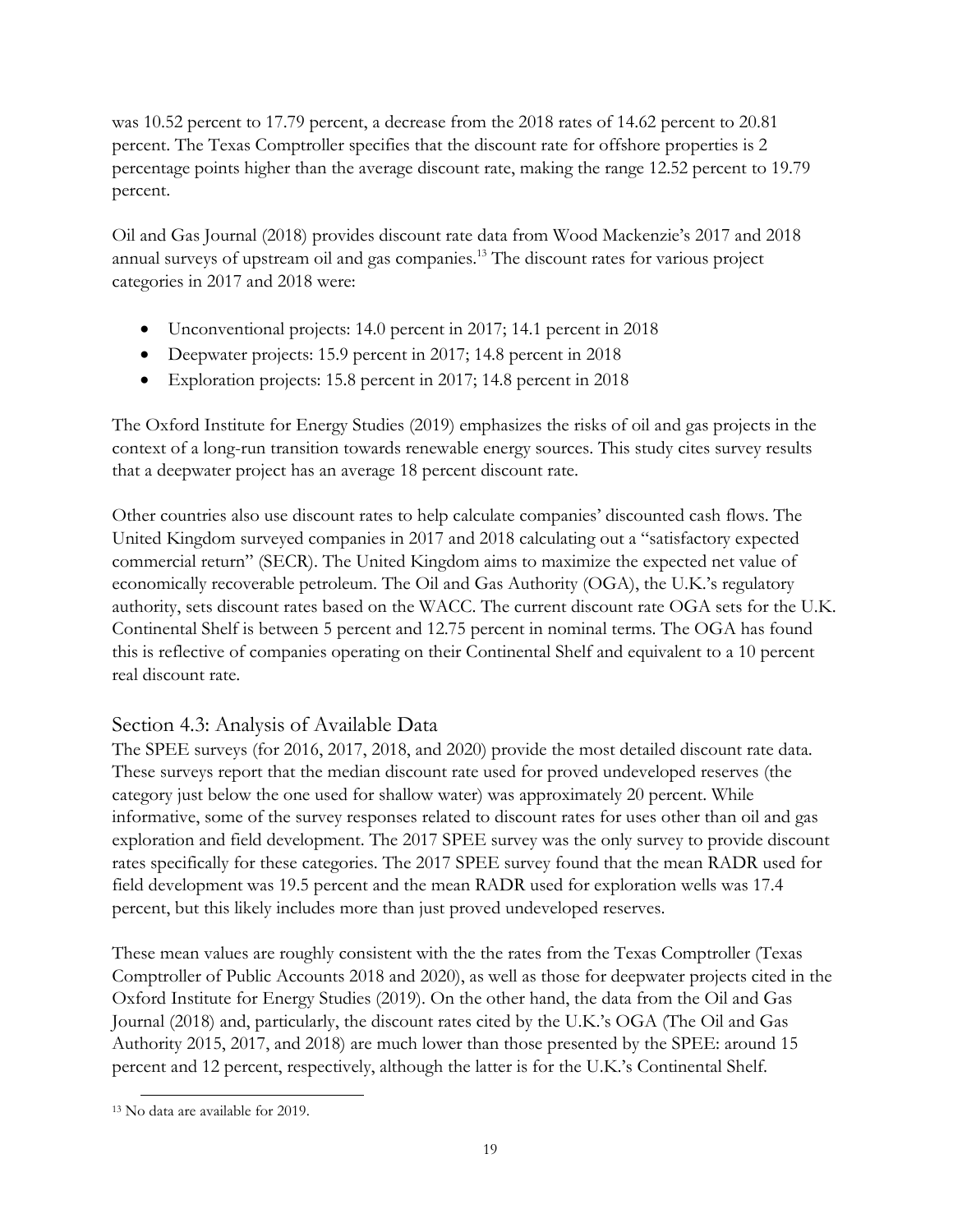was 10.52 percent to 17.79 percent, a decrease from the 2018 rates of 14.62 percent to 20.81 percent. The Texas Comptroller specifies that the discount rate for offshore properties is 2 percentage points higher than the average discount rate, making the range 12.52 percent to 19.79 percent.

Oil and Gas Journal (2018) provides discount rate data from Wood Mackenzie's 2017 and 2018 annual surveys of upstream oil and gas companies.[13] The discount rates for various project categories in 2017 and 2018 were:

- Unconventional projects: 14.0 percent in 2017; 14.1 percent in 2018
- Deepwater projects: 15.9 percent in 2017; 14.8 percent in 2018
- Exploration projects: 15.8 percent in 2017; 14.8 percent in 2018

The Oxford Institute for Energy Studies (2019) emphasizes the risks of oil and gas projects in the context of a long-run transition towards renewable energy sources. This study cites survey results that a deepwater project has an average 18 percent discount rate.

Other countries also use discount rates to help calculate companies' discounted cash flows. The United Kingdom surveyed companies in 2017 and 2018 calculating out a "satisfactory expected commercial return" (SECR). The United Kingdom aims to maximize the expected net value of economically recoverable petroleum. The Oil and Gas Authority (OGA), the U.K.'s regulatory authority, sets discount rates based on the WACC. The current discount rate OGA sets for the U.K. Continental Shelf is between 5 percent and 12.75 percent in nominal terms. The OGA has found this is reflective of companies operating on their Continental Shelf and equivalent to a 10 percent real discount rate.

## Section 4.3: Analysis of Available Data

The SPEE surveys (for 2016, 2017, 2018, and 2020) provide the most detailed discount rate data. These surveys report that the median discount rate used for proved undeveloped reserves (the category just below the one used for shallow water) was approximately 20 percent. While informative, some of the survey responses related to discount rates for uses other than oil and gas exploration and field development. The 2017 SPEE survey was the only survey to provide discount rates specifically for these categories. The 2017 SPEE survey found that the mean RADR used for field development was 19.5 percent and the mean RADR used for exploration wells was 17.4 percent, but this likely includes more than just proved undeveloped reserves.

These mean values are roughly consistent with the the rates from the Texas Comptroller (Texas Comptroller of Public Accounts 2018 and 2020), as well as those for deepwater projects cited in the Oxford Institute for Energy Studies (2019). On the other hand, the data from the Oil and Gas Journal (2018) and, particularly, the discount rates cited by the U.K.'s OGA (The Oil and Gas Authority 2015, 2017, and 2018) are much lower than those presented by the SPEE: around 15 percent and 12 percent, respectively, although the latter is for the U.K.'s Continental Shelf.

[13] No data are available for 2019.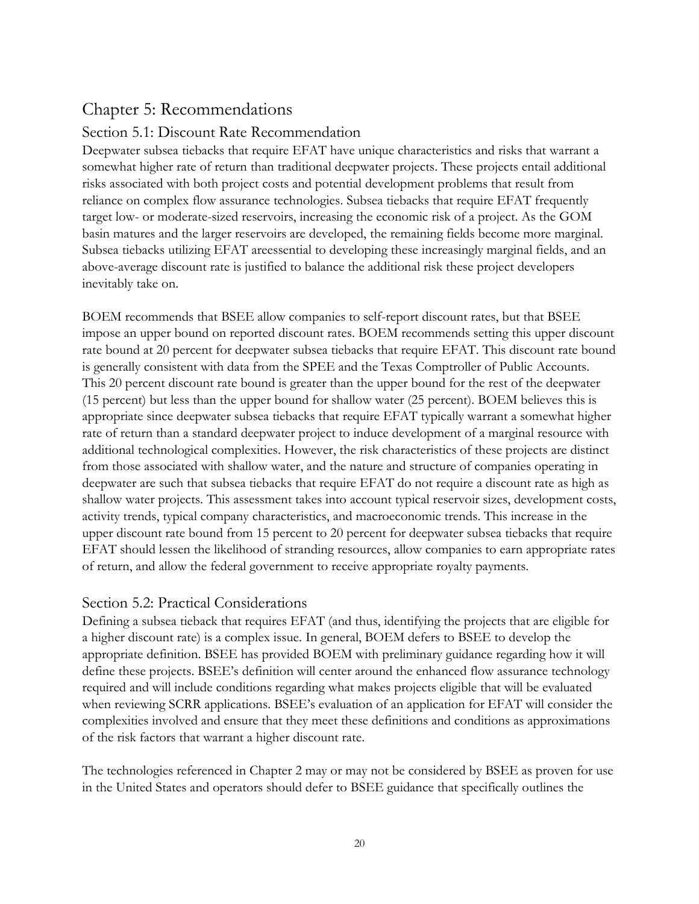# Chapter 5: Recommendations

## Section 5.1: Discount Rate Recommendation

Deepwater subsea tiebacks that require EFAT have unique characteristics and risks that warrant a somewhat higher rate of return than traditional deepwater projects. These projects entail additional risks associated with both project costs and potential development problems that result from reliance on complex flow assurance technologies. Subsea tiebacks that require EFAT frequently target low- or moderate-sized reservoirs, increasing the economic risk of a project. As the GOM basin matures and the larger reservoirs are developed, the remaining fields become more marginal. Subsea tiebacks utilizing EFAT areessential to developing these increasingly marginal fields, and an above-average discount rate is justified to balance the additional risk these project developers inevitably take on.

BOEM recommends that BSEE allow companies to self-report discount rates, but that BSEE impose an upper bound on reported discount rates. BOEM recommends setting this upper discount rate bound at 20 percent for deepwater subsea tiebacks that require EFAT. This discount rate bound is generally consistent with data from the SPEE and the Texas Comptroller of Public Accounts. This 20 percent discount rate bound is greater than the upper bound for the rest of the deepwater (15 percent) but less than the upper bound for shallow water (25 percent). BOEM believes this is appropriate since deepwater subsea tiebacks that require EFAT typically warrant a somewhat higher rate of return than a standard deepwater project to induce development of a marginal resource with additional technological complexities. However, the risk characteristics of these projects are distinct from those associated with shallow water, and the nature and structure of companies operating in deepwater are such that subsea tiebacks that require EFAT do not require a discount rate as high as shallow water projects. This assessment takes into account typical reservoir sizes, development costs, activity trends, typical company characteristics, and macroeconomic trends. This increase in the upper discount rate bound from 15 percent to 20 percent for deepwater subsea tiebacks that require EFAT should lessen the likelihood of stranding resources, allow companies to earn appropriate rates of return, and allow the federal government to receive appropriate royalty payments.

## Section 5.2: Practical Considerations

Defining a subsea tieback that requires EFAT (and thus, identifying the projects that are eligible for a higher discount rate) is a complex issue. In general, BOEM defers to BSEE to develop the appropriate definition. BSEE has provided BOEM with preliminary guidance regarding how it will define these projects. BSEE's definition will center around the enhanced flow assurance technology required and will include conditions regarding what makes projects eligible that will be evaluated when reviewing SCRR applications. BSEE's evaluation of an application for EFAT will consider the complexities involved and ensure that they meet these definitions and conditions as approximations of the risk factors that warrant a higher discount rate.

The technologies referenced in Chapter 2 may or may not be considered by BSEE as proven for use in the United States and operators should defer to BSEE guidance that specifically outlines the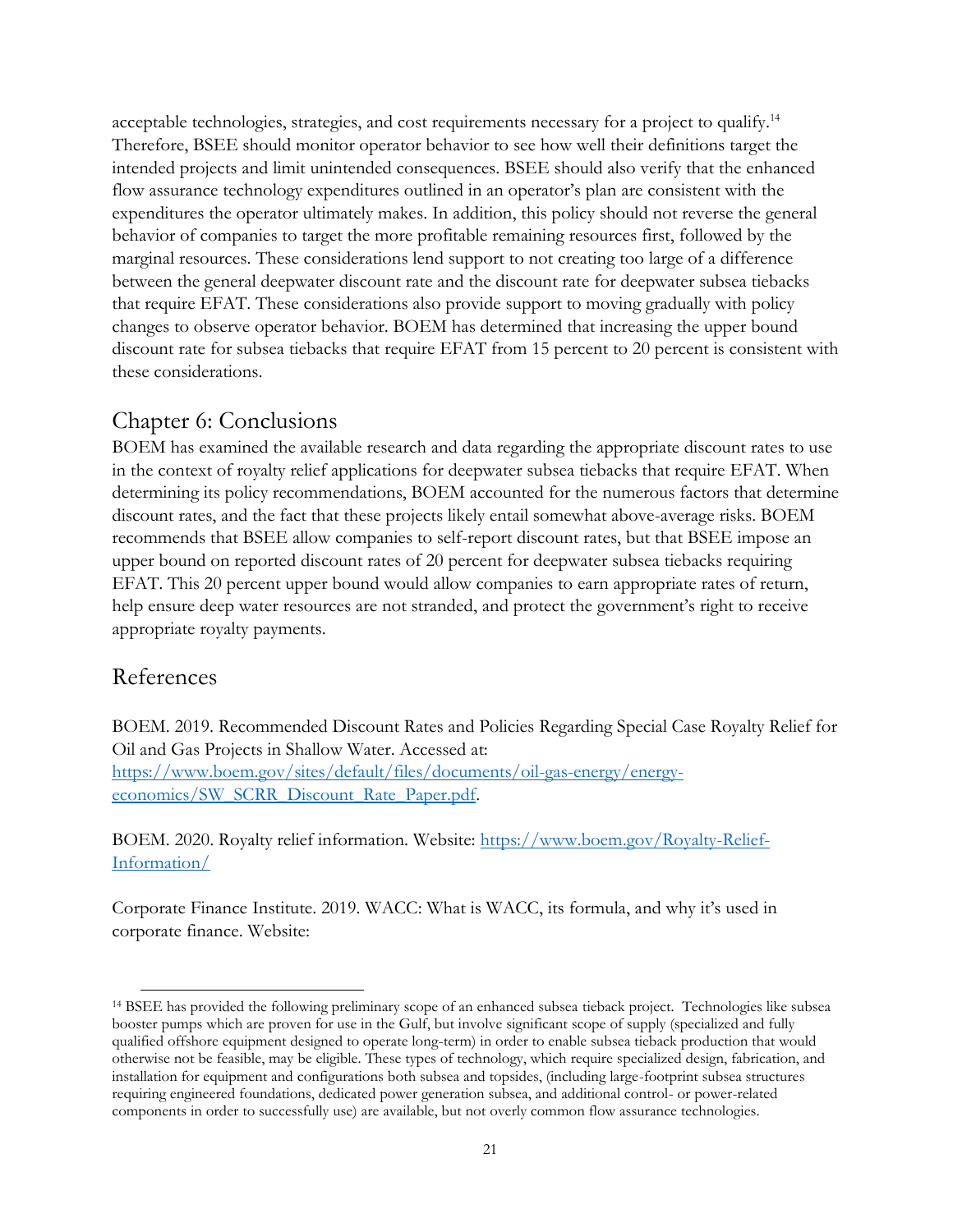acceptable technologies, strategies, and cost requirements necessary for a project to qualify.[14] Therefore, BSEE should monitor operator behavior to see how well their definitions target the intended projects and limit unintended consequences. BSEE should also verify that the enhanced flow assurance technology expenditures outlined in an operator's plan are consistent with the expenditures the operator ultimately makes. In addition, this policy should not reverse the general behavior of companies to target the more profitable remaining resources first, followed by the marginal resources. These considerations lend support to not creating too large of a difference between the general deepwater discount rate and the discount rate for deepwater subsea tiebacks that require EFAT. These considerations also provide support to moving gradually with policy changes to observe operator behavior. BOEM has determined that increasing the upper bound discount rate for subsea tiebacks that require EFAT from 15 percent to 20 percent is consistent with these considerations.

## Chapter 6: Conclusions

BOEM has examined the available research and data regarding the appropriate discount rates to use in the context of royalty relief applications for deepwater subsea tiebacks that require EFAT. When determining its policy recommendations, BOEM accounted for the numerous factors that determine discount rates, and the fact that these projects likely entail somewhat above-average risks. BOEM recommends that BSEE allow companies to self-report discount rates, but that BSEE impose an upper bound on reported discount rates of 20 percent for deepwater subsea tiebacks requiring EFAT. This 20 percent upper bound would allow companies to earn appropriate rates of return, help ensure deep water resources are not stranded, and protect the government's right to receive appropriate royalty payments.

## References

BOEM. 2019. Recommended Discount Rates and Policies Regarding Special Case Royalty Relief for Oil and Gas Projects in Shallow Water. Accessed at: https://www.boem.gov/sites/default/files/documents/oil-gas-energy/energy-economics/SW_SCRR_Discount_Rate_Paper.pdf.

BOEM. 2020. Royalty relief information. Website: https://www.boem.gov/Royalty-Relief-Information/

Corporate Finance Institute. 2019. WACC: What is WACC, its formula, and why it's used in corporate finance. Website:

[14] BSEE has provided the following preliminary scope of an enhanced subsea tieback project. Technologies like subsea booster pumps which are proven for use in the Gulf, but involve significant scope of supply (specialized and fully qualified offshore equipment designed to operate long-term) in order to enable subsea tieback production that would otherwise not be feasible, may be eligible. These types of technology, which require specialized design, fabrication, and installation for equipment and configurations both subsea and topsides, (including large-footprint subsea structures requiring engineered foundations, dedicated power generation subsea, and additional control- or power-related components in order to successfully use) are available, but not overly common flow assurance technologies.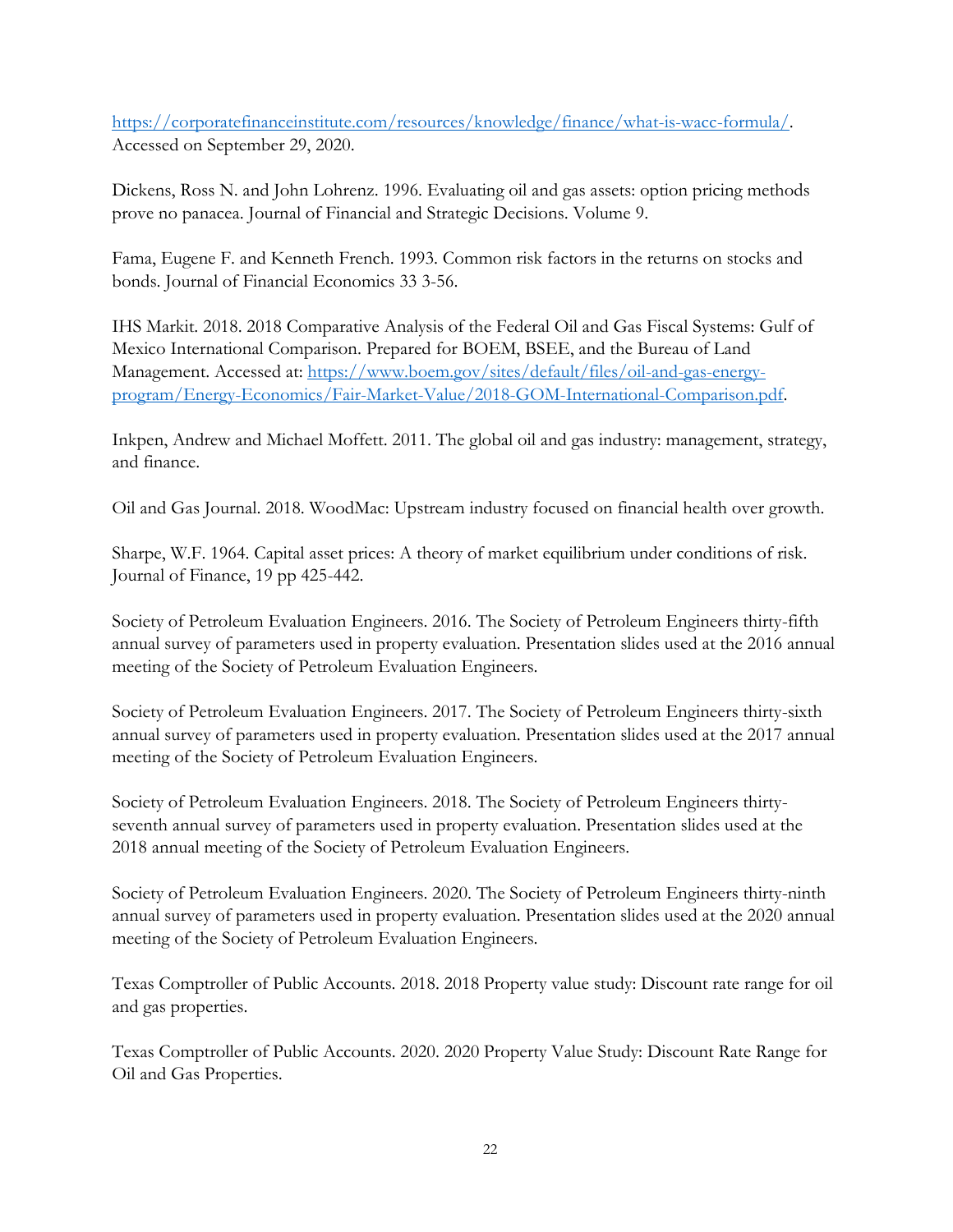https://corporatefinanceinstitute.com/resources/knowledge/finance/what-is-wacc-formula/. Accessed on September 29, 2020.

Dickens, Ross N. and John Lohrenz. 1996. Evaluating oil and gas assets: option pricing methods prove no panacea. Journal of Financial and Strategic Decisions. Volume 9.

Fama, Eugene F. and Kenneth French. 1993. Common risk factors in the returns on stocks and bonds. Journal of Financial Economics 33 3-56.

IHS Markit. 2018. 2018 Comparative Analysis of the Federal Oil and Gas Fiscal Systems: Gulf of Mexico International Comparison. Prepared for BOEM, BSEE, and the Bureau of Land Management. Accessed at: https://www.boem.gov/sites/default/files/oil-and-gas-energy-program/Energy-Economics/Fair-Market-Value/2018-GOM-International-Comparison.pdf.

Inkpen, Andrew and Michael Moffett. 2011. The global oil and gas industry: management, strategy, and finance.

Oil and Gas Journal. 2018. WoodMac: Upstream industry focused on financial health over growth.

Sharpe, W.F. 1964. Capital asset prices: A theory of market equilibrium under conditions of risk. Journal of Finance, 19 pp 425-442.

Society of Petroleum Evaluation Engineers. 2016. The Society of Petroleum Engineers thirty-fifth annual survey of parameters used in property evaluation. Presentation slides used at the 2016 annual meeting of the Society of Petroleum Evaluation Engineers.

Society of Petroleum Evaluation Engineers. 2017. The Society of Petroleum Engineers thirty-sixth annual survey of parameters used in property evaluation. Presentation slides used at the 2017 annual meeting of the Society of Petroleum Evaluation Engineers.

Society of Petroleum Evaluation Engineers. 2018. The Society of Petroleum Engineers thirty-seventh annual survey of parameters used in property evaluation. Presentation slides used at the 2018 annual meeting of the Society of Petroleum Evaluation Engineers.

Society of Petroleum Evaluation Engineers. 2020. The Society of Petroleum Engineers thirty-ninth annual survey of parameters used in property evaluation. Presentation slides used at the 2020 annual meeting of the Society of Petroleum Evaluation Engineers.

Texas Comptroller of Public Accounts. 2018. 2018 Property value study: Discount rate range for oil and gas properties.

Texas Comptroller of Public Accounts. 2020. 2020 Property Value Study: Discount Rate Range for Oil and Gas Properties.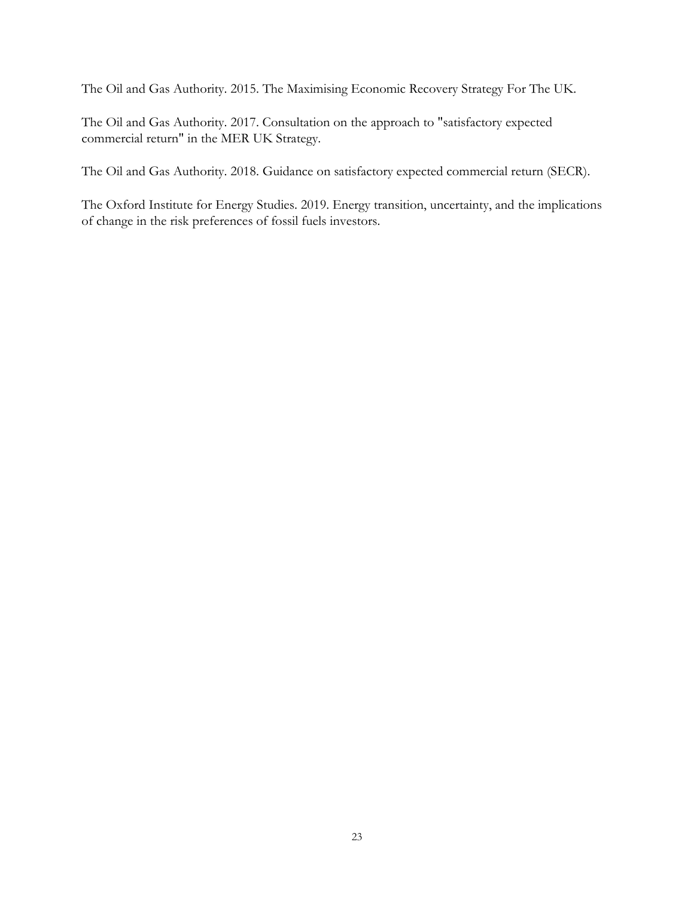The Oil and Gas Authority. 2015. The Maximising Economic Recovery Strategy For The UK.

The Oil and Gas Authority. 2017. Consultation on the approach to "satisfactory expected commercial return" in the MER UK Strategy.

The Oil and Gas Authority. 2018. Guidance on satisfactory expected commercial return (SECR).

The Oxford Institute for Energy Studies. 2019. Energy transition, uncertainty, and the implications of change in the risk preferences of fossil fuels investors.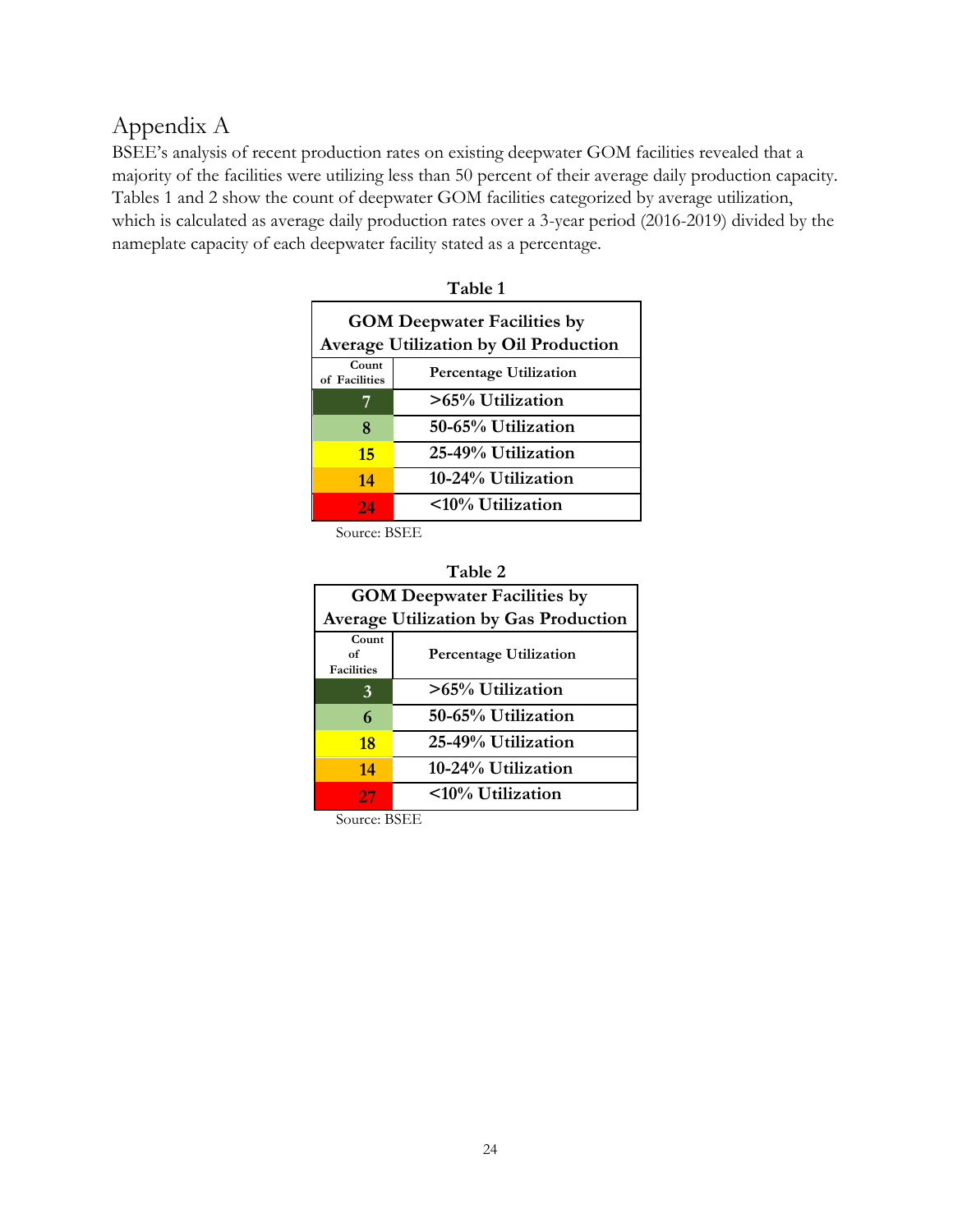# Appendix A

BSEE's analysis of recent production rates on existing deepwater GOM facilities revealed that a majority of the facilities were utilizing less than 50 percent of their average daily production capacity. Tables 1 and 2 show the count of deepwater GOM facilities categorized by average utilization, which is calculated as average daily production rates over a 3-year period (2016-2019) divided by the nameplate capacity of each deepwater facility stated as a percentage.

**Table 1**

| GOM Deepwater Facilities by Average Utilization by Oil Production | |
|---|---|
| Count of Facilities | Percentage Utilization |
| 7 | >65% Utilization |
| 8 | 50-65% Utilization |
| 15 | 25-49% Utilization |
| 14 | 10-24% Utilization |
| 24 | <10% Utilization |

Source: BSEE

**Table 2**

| GOM Deepwater Facilities by Average Utilization by Gas Production | |
|---|---|
| Count of Facilities | Percentage Utilization |
| 3 | >65% Utilization |
| 6 | 50-65% Utilization |
| 18 | 25-49% Utilization |
| 14 | 10-24% Utilization |
| 27 | <10% Utilization |

Source: BSEE